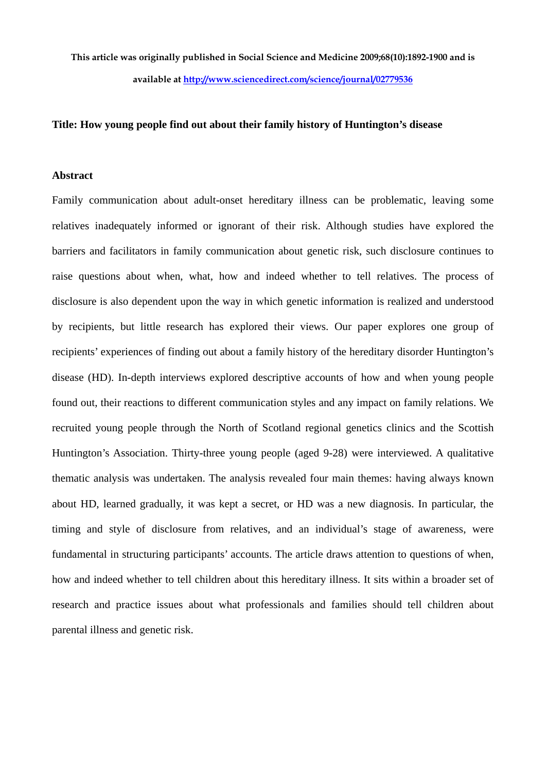**This article was originally published in Social Science and Medicine 2009;68(10):1892-1900 and is available at [http://www.sciencedirect.com/science/journal/02779536](http://www.sciencedirect.com/science/journal/02779536)**

# Title: How young people find out about their family history of Huntington's disease

## Abstract

Family communication about adult-onset hereditary illness can be problematic, leaving some relatives inadequately informed or ignorant of their risk. Although studies have explored the barriers and facilitators in family communication about genetic risk, such disclosure continues to raise questions about when, what, how and indeed whether to tell relatives. The process of disclosure is also dependent upon the way in which genetic information is realized and understood by recipients, but little research has explored their views. Our paper explores one group of recipients' experiences of finding out about a family history of the hereditary disorder Huntington's disease (HD). In-depth interviews explored descriptive accounts of how and when young people found out, their reactions to different communication styles and any impact on family relations. We recruited young people through the North of Scotland regional genetics clinics and the Scottish Huntington's Association. Thirty-three young people (aged 9-28) were interviewed. A qualitative thematic analysis was undertaken. The analysis revealed four main themes: having always known about HD, learned gradually, it was kept a secret, or HD was a new diagnosis. In particular, the timing and style of disclosure from relatives, and an individual's stage of awareness, were fundamental in structuring participants' accounts. The article draws attention to questions of when, how and indeed whether to tell children about this hereditary illness. It sits within a broader set of research and practice issues about what professionals and families should tell children about parental illness and genetic risk.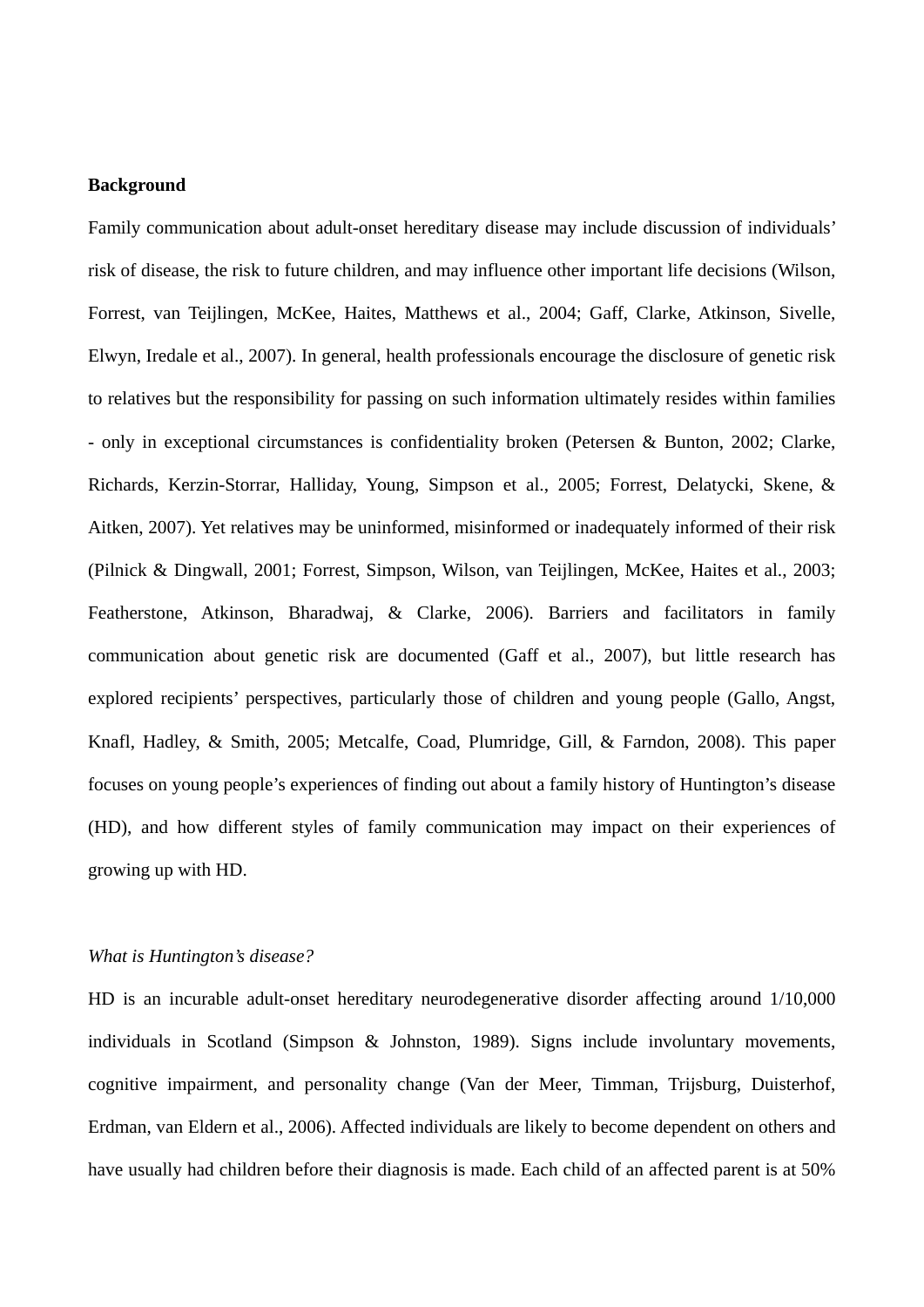**Background**

Family communication about adult-onset hereditary disease may include discussion of individuals' risk of disease, the risk to future children, and may influence other important life decisions (Wilson, Forrest, van Teijlingen, McKee, Haites, Matthews et al., 2004; Gaff, Clarke, Atkinson, Sivelle, Elwyn, Iredale et al., 2007). In general, health professionals encourage the disclosure of genetic risk to relatives but the responsibility for passing on such information ultimately resides within families - only in exceptional circumstances is confidentiality broken (Petersen & Bunton, 2002; Clarke, Richards, Kerzin-Storrar, Halliday, Young, Simpson et al., 2005; Forrest, Delatycki, Skene, & Aitken, 2007). Yet relatives may be uninformed, misinformed or inadequately informed of their risk (Pilnick & Dingwall, 2001; Forrest, Simpson, Wilson, van Teijlingen, McKee, Haites et al., 2003; Featherstone, Atkinson, Bharadwaj, & Clarke, 2006). Barriers and facilitators in family communication about genetic risk are documented (Gaff et al., 2007), but little research has explored recipients' perspectives, particularly those of children and young people (Gallo, Angst, Knafl, Hadley, & Smith, 2005; Metcalfe, Coad, Plumridge, Gill, & Farndon, 2008). This paper focuses on young people's experiences of finding out about a family history of Huntington's disease (HD), and how different styles of family communication may impact on their experiences of growing up with HD.

*What is Huntington's disease?*

HD is an incurable adult-onset hereditary neurodegenerative disorder affecting around 1/10,000 individuals in Scotland (Simpson & Johnston, 1989). Signs include involuntary movements, cognitive impairment, and personality change (Van der Meer, Timman, Trijsburg, Duisterhof, Erdman, van Eldern et al., 2006). Affected individuals are likely to become dependent on others and have usually had children before their diagnosis is made. Each child of an affected parent is at 50%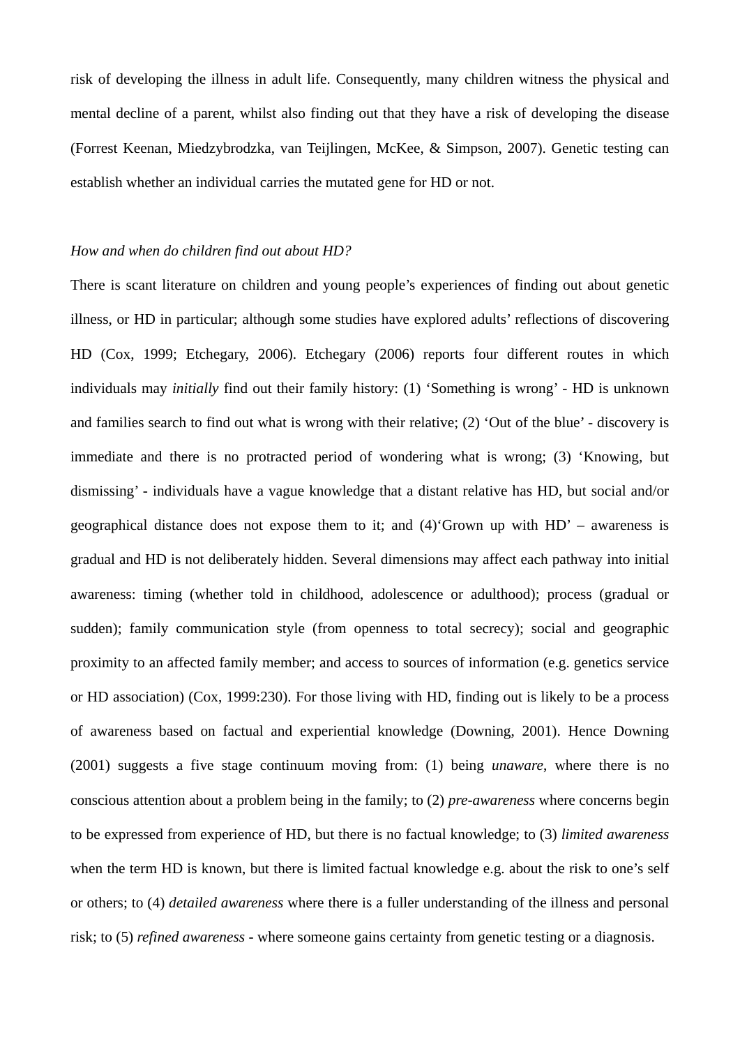risk of developing the illness in adult life. Consequently, many children witness the physical and mental decline of a parent, whilst also finding out that they have a risk of developing the disease (Forrest Keenan, Miedzybrodzka, van Teijlingen, McKee, & Simpson, 2007). Genetic testing can establish whether an individual carries the mutated gene for HD or not.

*How and when do children find out about HD?*

There is scant literature on children and young people's experiences of finding out about genetic illness, or HD in particular; although some studies have explored adults' reflections of discovering HD (Cox, 1999; Etchegary, 2006). Etchegary (2006) reports four different routes in which individuals may *initially* find out their family history: (1) 'Something is wrong' - HD is unknown and families search to find out what is wrong with their relative; (2) 'Out of the blue' - discovery is immediate and there is no protracted period of wondering what is wrong; (3) 'Knowing, but dismissing' - individuals have a vague knowledge that a distant relative has HD, but social and/or geographical distance does not expose them to it; and (4)'Grown up with HD' – awareness is gradual and HD is not deliberately hidden. Several dimensions may affect each pathway into initial awareness: timing (whether told in childhood, adolescence or adulthood); process (gradual or sudden); family communication style (from openness to total secrecy); social and geographic proximity to an affected family member; and access to sources of information (e.g. genetics service or HD association) (Cox, 1999:230). For those living with HD, finding out is likely to be a process of awareness based on factual and experiential knowledge (Downing, 2001). Hence Downing (2001) suggests a five stage continuum moving from: (1) being *unaware*, where there is no conscious attention about a problem being in the family; to (2) *pre-awareness* where concerns begin to be expressed from experience of HD, but there is no factual knowledge; to (3) *limited awareness* when the term HD is known, but there is limited factual knowledge e.g. about the risk to one's self or others; to (4) *detailed awareness* where there is a fuller understanding of the illness and personal risk; to (5) *refined awareness* - where someone gains certainty from genetic testing or a diagnosis.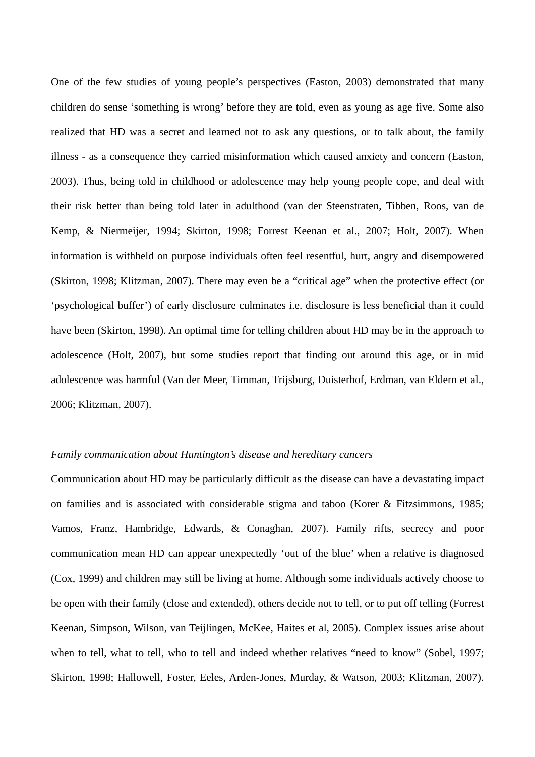One of the few studies of young people's perspectives (Easton, 2003) demonstrated that many children do sense 'something is wrong' before they are told, even as young as age five. Some also realized that HD was a secret and learned not to ask any questions, or to talk about, the family illness - as a consequence they carried misinformation which caused anxiety and concern (Easton, 2003). Thus, being told in childhood or adolescence may help young people cope, and deal with their risk better than being told later in adulthood (van der Steenstraten, Tibben, Roos, van de Kemp, & Niermeijer, 1994; Skirton, 1998; Forrest Keenan et al., 2007; Holt, 2007). When information is withheld on purpose individuals often feel resentful, hurt, angry and disempowered (Skirton, 1998; Klitzman, 2007). There may even be a "critical age" when the protective effect (or 'psychological buffer') of early disclosure culminates i.e. disclosure is less beneficial than it could have been (Skirton, 1998). An optimal time for telling children about HD may be in the approach to adolescence (Holt, 2007), but some studies report that finding out around this age, or in mid adolescence was harmful (Van der Meer, Timman, Trijsburg, Duisterhof, Erdman, van Eldern et al., 2006; Klitzman, 2007).

*Family communication about Huntington's disease and hereditary cancers*

Communication about HD may be particularly difficult as the disease can have a devastating impact on families and is associated with considerable stigma and taboo (Korer & Fitzsimmons, 1985; Vamos, Franz, Hambridge, Edwards, & Conaghan, 2007). Family rifts, secrecy and poor communication mean HD can appear unexpectedly 'out of the blue' when a relative is diagnosed (Cox, 1999) and children may still be living at home. Although some individuals actively choose to be open with their family (close and extended), others decide not to tell, or to put off telling (Forrest Keenan, Simpson, Wilson, van Teijlingen, McKee, Haites et al, 2005). Complex issues arise about when to tell, what to tell, who to tell and indeed whether relatives "need to know" (Sobel, 1997; Skirton, 1998; Hallowell, Foster, Eeles, Arden-Jones, Murday, & Watson, 2003; Klitzman, 2007).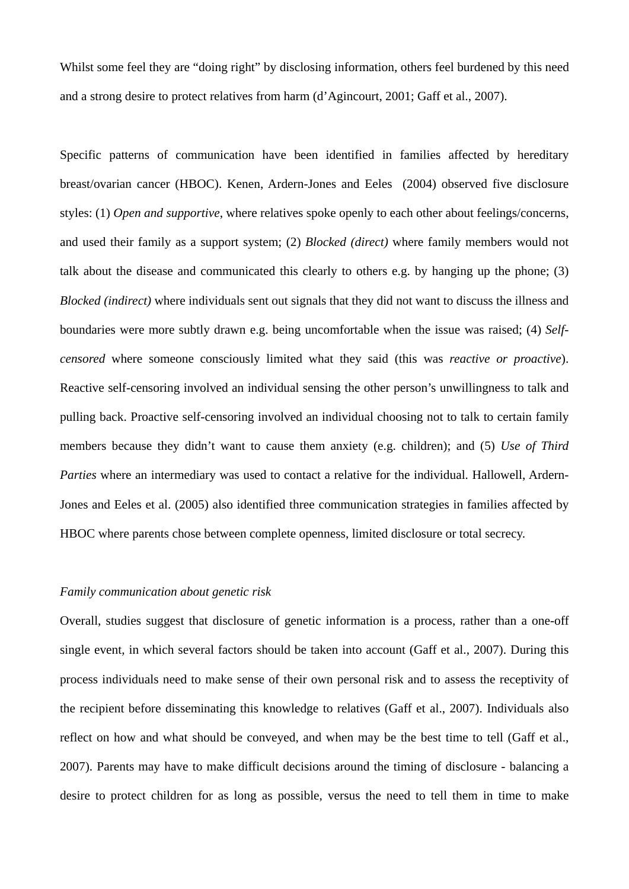Whilst some feel they are "doing right" by disclosing information, others feel burdened by this need and a strong desire to protect relatives from harm (d'Agincourt, 2001; Gaff et al., 2007).

Specific patterns of communication have been identified in families affected by hereditary breast/ovarian cancer (HBOC). Kenen, Ardern-Jones and Eeles (2004) observed five disclosure styles: (1) *Open and supportive*, where relatives spoke openly to each other about feelings/concerns, and used their family as a support system; (2) *Blocked (direct)* where family members would not talk about the disease and communicated this clearly to others e.g. by hanging up the phone; (3) *Blocked (indirect)* where individuals sent out signals that they did not want to discuss the illness and boundaries were more subtly drawn e.g. being uncomfortable when the issue was raised; (4) *Self-censored* where someone consciously limited what they said (this was *reactive or proactive*). Reactive self-censoring involved an individual sensing the other person's unwillingness to talk and pulling back. Proactive self-censoring involved an individual choosing not to talk to certain family members because they didn't want to cause them anxiety (e.g. children); and (5) *Use of Third Parties* where an intermediary was used to contact a relative for the individual. Hallowell, Ardern-Jones and Eeles et al. (2005) also identified three communication strategies in families affected by HBOC where parents chose between complete openness, limited disclosure or total secrecy.

*Family communication about genetic risk*

Overall, studies suggest that disclosure of genetic information is a process, rather than a one-off single event, in which several factors should be taken into account (Gaff et al., 2007). During this process individuals need to make sense of their own personal risk and to assess the receptivity of the recipient before disseminating this knowledge to relatives (Gaff et al., 2007). Individuals also reflect on how and what should be conveyed, and when may be the best time to tell (Gaff et al., 2007). Parents may have to make difficult decisions around the timing of disclosure - balancing a desire to protect children for as long as possible, versus the need to tell them in time to make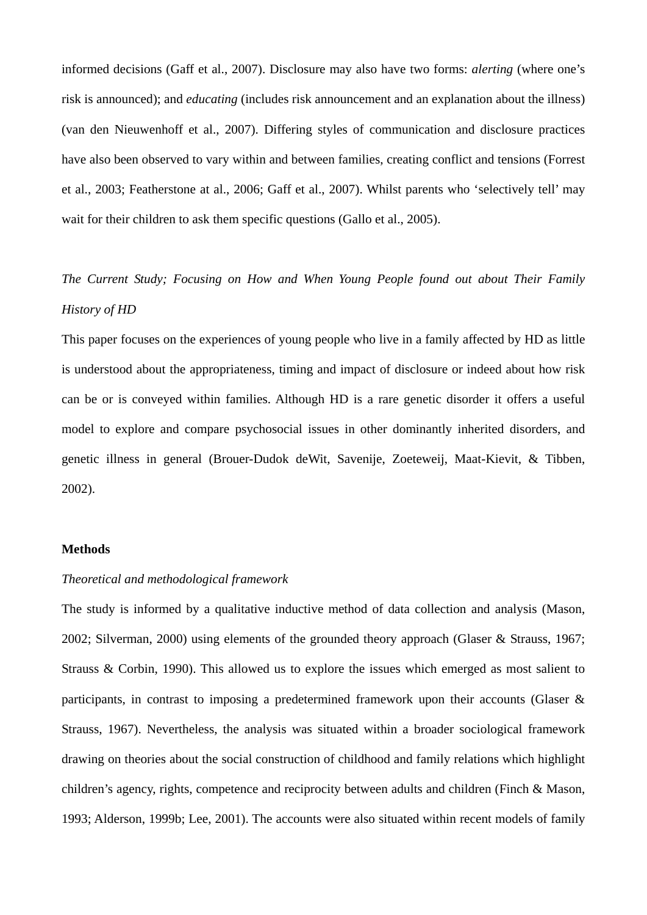informed decisions (Gaff et al., 2007). Disclosure may also have two forms: *alerting* (where one's risk is announced); and *educating* (includes risk announcement and an explanation about the illness) (van den Nieuwenhoff et al., 2007). Differing styles of communication and disclosure practices have also been observed to vary within and between families, creating conflict and tensions (Forrest et al., 2003; Featherstone at al., 2006; Gaff et al., 2007). Whilst parents who 'selectively tell' may wait for their children to ask them specific questions (Gallo et al., 2005).

*The Current Study; Focusing on How and When Young People found out about Their Family History of HD*

This paper focuses on the experiences of young people who live in a family affected by HD as little is understood about the appropriateness, timing and impact of disclosure or indeed about how risk can be or is conveyed within families. Although HD is a rare genetic disorder it offers a useful model to explore and compare psychosocial issues in other dominantly inherited disorders, and genetic illness in general (Brouer-Dudok deWit, Savenije, Zoeteweij, Maat-Kievit, & Tibben, 2002).

## Methods

*Theoretical and methodological framework*

The study is informed by a qualitative inductive method of data collection and analysis (Mason, 2002; Silverman, 2000) using elements of the grounded theory approach (Glaser & Strauss, 1967; Strauss & Corbin, 1990). This allowed us to explore the issues which emerged as most salient to participants, in contrast to imposing a predetermined framework upon their accounts (Glaser & Strauss, 1967). Nevertheless, the analysis was situated within a broader sociological framework drawing on theories about the social construction of childhood and family relations which highlight children's agency, rights, competence and reciprocity between adults and children (Finch & Mason, 1993; Alderson, 1999b; Lee, 2001). The accounts were also situated within recent models of family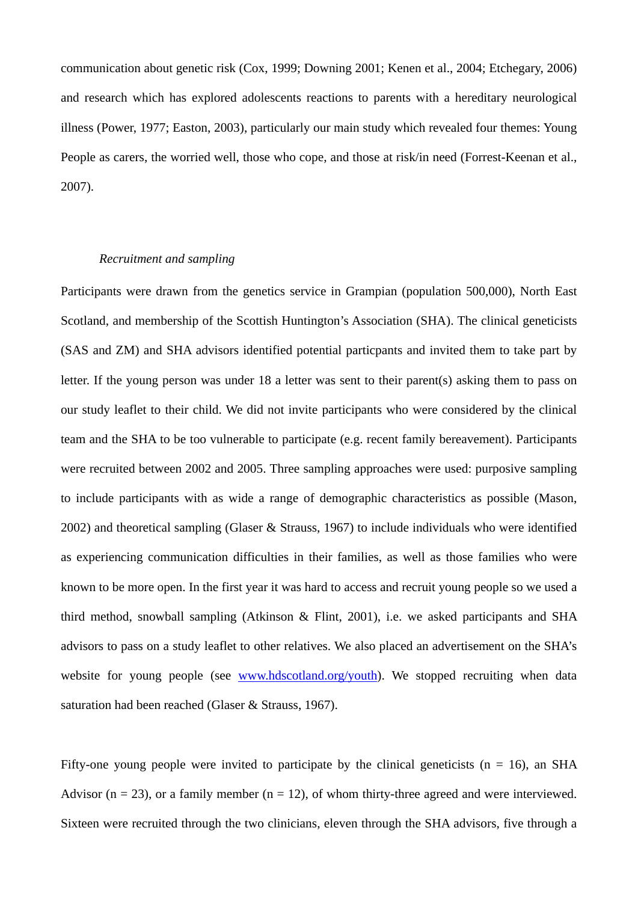communication about genetic risk (Cox, 1999; Downing 2001; Kenen et al., 2004; Etchegary, 2006) and research which has explored adolescents reactions to parents with a hereditary neurological illness (Power, 1977; Easton, 2003), particularly our main study which revealed four themes: Young People as carers, the worried well, those who cope, and those at risk/in need (Forrest-Keenan et al., 2007).

*Recruitment and sampling*

Participants were drawn from the genetics service in Grampian (population 500,000), North East Scotland, and membership of the Scottish Huntington's Association (SHA). The clinical geneticists (SAS and ZM) and SHA advisors identified potential particpants and invited them to take part by letter. If the young person was under 18 a letter was sent to their parent(s) asking them to pass on our study leaflet to their child. We did not invite participants who were considered by the clinical team and the SHA to be too vulnerable to participate (e.g. recent family bereavement). Participants were recruited between 2002 and 2005. Three sampling approaches were used: purposive sampling to include participants with as wide a range of demographic characteristics as possible (Mason, 2002) and theoretical sampling (Glaser & Strauss, 1967) to include individuals who were identified as experiencing communication difficulties in their families, as well as those families who were known to be more open. In the first year it was hard to access and recruit young people so we used a third method, snowball sampling (Atkinson & Flint, 2001), i.e. we asked participants and SHA advisors to pass on a study leaflet to other relatives. We also placed an advertisement on the SHA's website for young people (see [www.hdscotland.org/youth](www.hdscotland.org/youth)). We stopped recruiting when data saturation had been reached (Glaser & Strauss, 1967).

Fifty-one young people were invited to participate by the clinical geneticists (n = 16), an SHA Advisor (n = 23), or a family member (n = 12), of whom thirty-three agreed and were interviewed. Sixteen were recruited through the two clinicians, eleven through the SHA advisors, five through a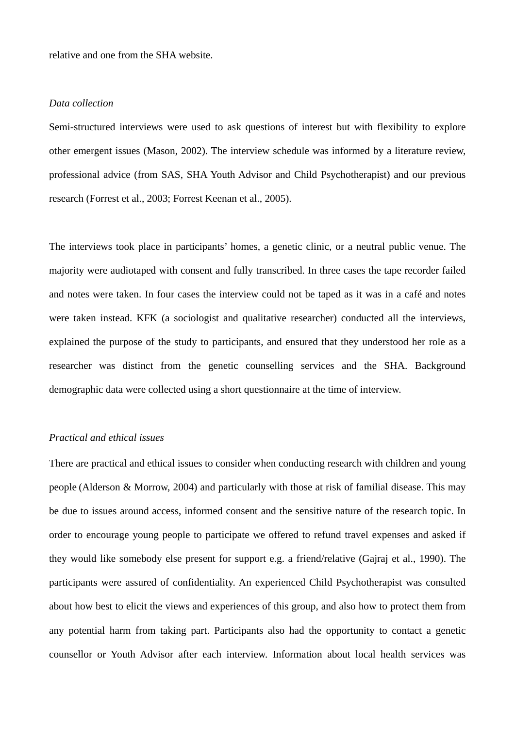relative and one from the SHA website.

*Data collection*

Semi-structured interviews were used to ask questions of interest but with flexibility to explore other emergent issues (Mason, 2002). The interview schedule was informed by a literature review, professional advice (from SAS, SHA Youth Advisor and Child Psychotherapist) and our previous research (Forrest et al., 2003; Forrest Keenan et al., 2005).

The interviews took place in participants' homes, a genetic clinic, or a neutral public venue. The majority were audiotaped with consent and fully transcribed. In three cases the tape recorder failed and notes were taken. In four cases the interview could not be taped as it was in a café and notes were taken instead. KFK (a sociologist and qualitative researcher) conducted all the interviews, explained the purpose of the study to participants, and ensured that they understood her role as a researcher was distinct from the genetic counselling services and the SHA. Background demographic data were collected using a short questionnaire at the time of interview.

*Practical and ethical issues*

There are practical and ethical issues to consider when conducting research with children and young people (Alderson & Morrow, 2004) and particularly with those at risk of familial disease. This may be due to issues around access, informed consent and the sensitive nature of the research topic. In order to encourage young people to participate we offered to refund travel expenses and asked if they would like somebody else present for support e.g. a friend/relative (Gajraj et al., 1990). The participants were assured of confidentiality. An experienced Child Psychotherapist was consulted about how best to elicit the views and experiences of this group, and also how to protect them from any potential harm from taking part. Participants also had the opportunity to contact a genetic counsellor or Youth Advisor after each interview. Information about local health services was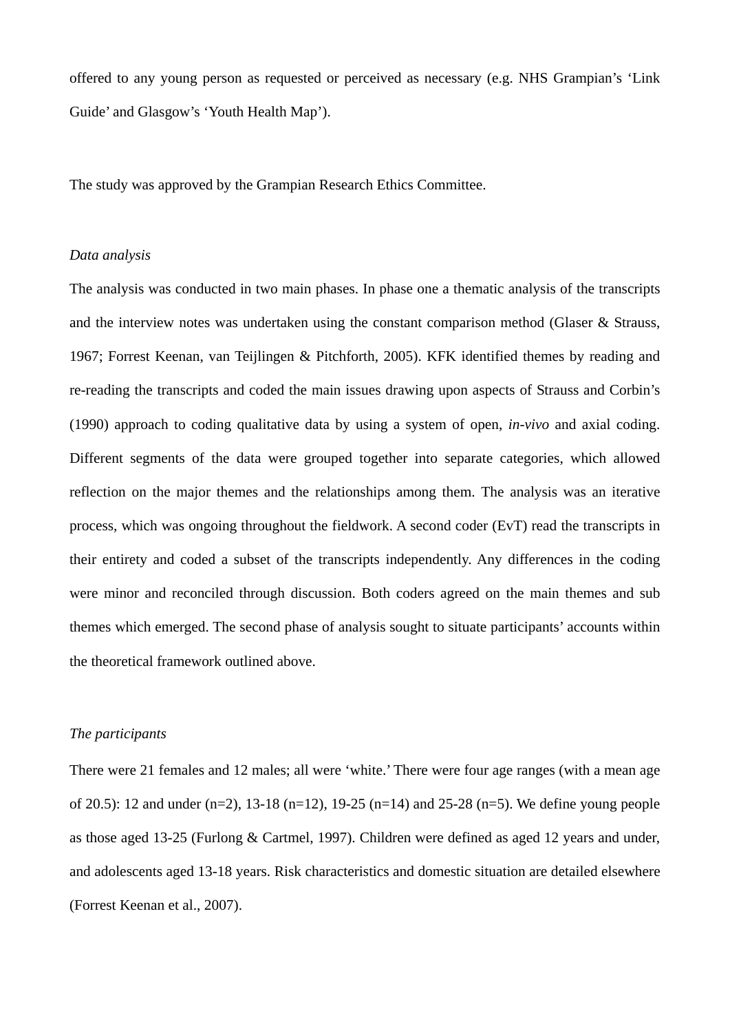offered to any young person as requested or perceived as necessary (e.g. NHS Grampian's 'Link Guide' and Glasgow's 'Youth Health Map').

The study was approved by the Grampian Research Ethics Committee.

*Data analysis*

The analysis was conducted in two main phases. In phase one a thematic analysis of the transcripts and the interview notes was undertaken using the constant comparison method (Glaser & Strauss, 1967; Forrest Keenan, van Teijlingen & Pitchforth, 2005). KFK identified themes by reading and re-reading the transcripts and coded the main issues drawing upon aspects of Strauss and Corbin's (1990) approach to coding qualitative data by using a system of open, *in-vivo* and axial coding. Different segments of the data were grouped together into separate categories, which allowed reflection on the major themes and the relationships among them. The analysis was an iterative process, which was ongoing throughout the fieldwork. A second coder (EvT) read the transcripts in their entirety and coded a subset of the transcripts independently. Any differences in the coding were minor and reconciled through discussion. Both coders agreed on the main themes and sub themes which emerged. The second phase of analysis sought to situate participants' accounts within the theoretical framework outlined above.

*The participants*

There were 21 females and 12 males; all were 'white.' There were four age ranges (with a mean age of 20.5): 12 and under (n=2), 13-18 (n=12), 19-25 (n=14) and 25-28 (n=5). We define young people as those aged 13-25 (Furlong & Cartmel, 1997). Children were defined as aged 12 years and under, and adolescents aged 13-18 years. Risk characteristics and domestic situation are detailed elsewhere (Forrest Keenan et al., 2007).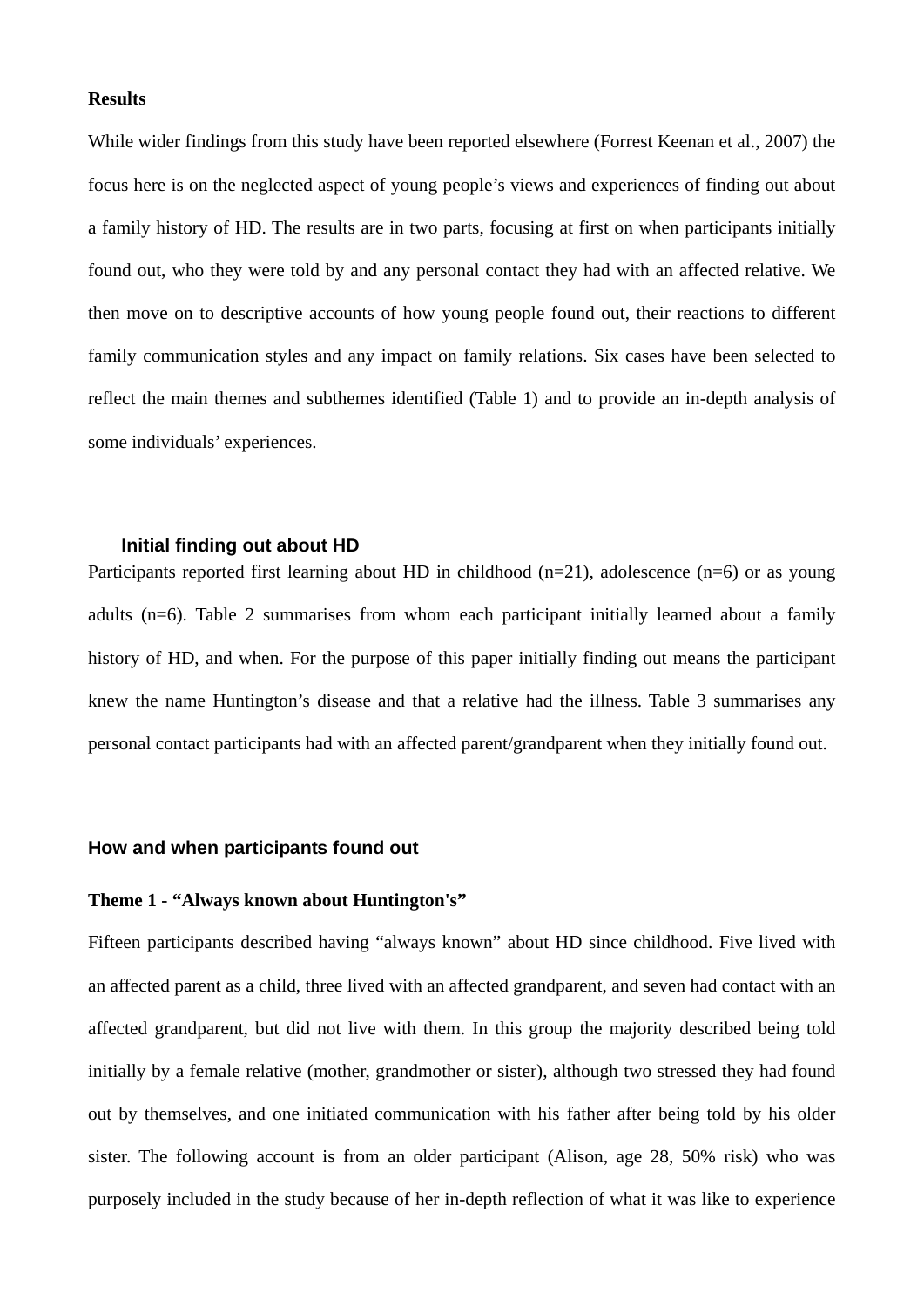**Results**

While wider findings from this study have been reported elsewhere (Forrest Keenan et al., 2007) the focus here is on the neglected aspect of young people's views and experiences of finding out about a family history of HD. The results are in two parts, focusing at first on when participants initially found out, who they were told by and any personal contact they had with an affected relative. We then move on to descriptive accounts of how young people found out, their reactions to different family communication styles and any impact on family relations. Six cases have been selected to reflect the main themes and subthemes identified (Table 1) and to provide an in-depth analysis of some individuals' experiences.

### Initial finding out about HD

Participants reported first learning about HD in childhood (n=21), adolescence (n=6) or as young adults (n=6). Table 2 summarises from whom each participant initially learned about a family history of HD, and when. For the purpose of this paper initially finding out means the participant knew the name Huntington's disease and that a relative had the illness. Table 3 summarises any personal contact participants had with an affected parent/grandparent when they initially found out.

### How and when participants found out

**Theme 1 - "Always known about Huntington's"**

Fifteen participants described having "always known" about HD since childhood. Five lived with an affected parent as a child, three lived with an affected grandparent, and seven had contact with an affected grandparent, but did not live with them. In this group the majority described being told initially by a female relative (mother, grandmother or sister), although two stressed they had found out by themselves, and one initiated communication with his father after being told by his older sister. The following account is from an older participant (Alison, age 28, 50% risk) who was purposely included in the study because of her in-depth reflection of what it was like to experience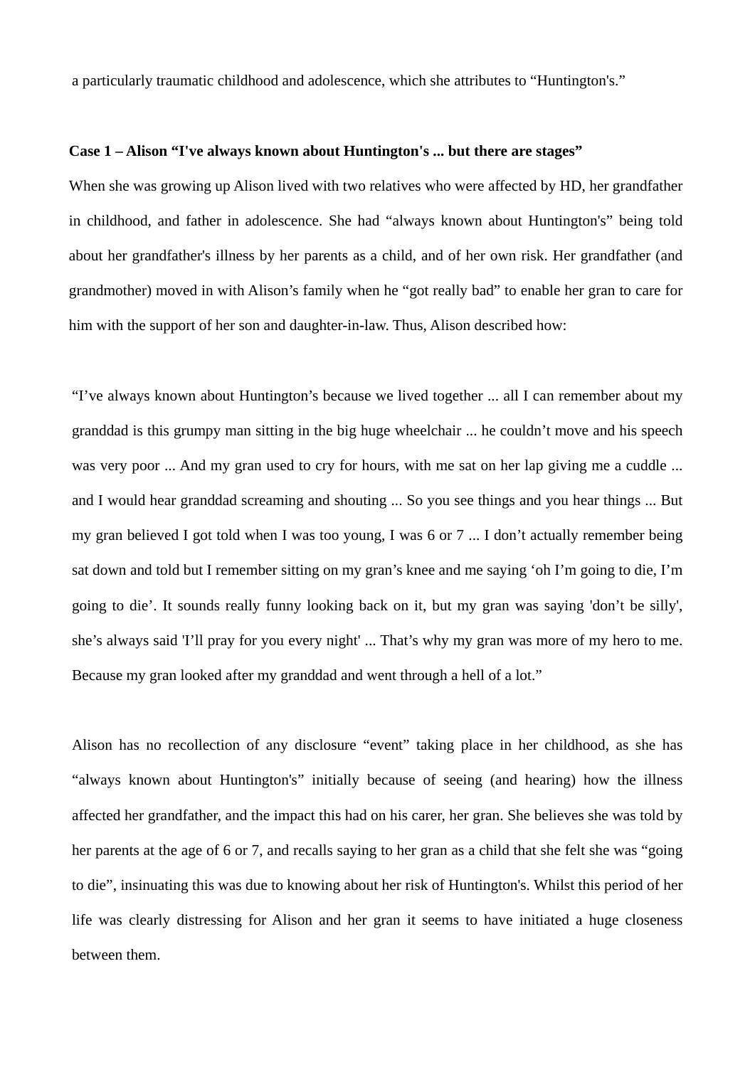a particularly traumatic childhood and adolescence, which she attributes to "Huntington's."

**Case 1 – Alison "I've always known about Huntington's ... but there are stages"**

When she was growing up Alison lived with two relatives who were affected by HD, her grandfather in childhood, and father in adolescence. She had "always known about Huntington's" being told about her grandfather's illness by her parents as a child, and of her own risk. Her grandfather (and grandmother) moved in with Alison's family when he "got really bad" to enable her gran to care for him with the support of her son and daughter-in-law. Thus, Alison described how:

> "I've always known about Huntington's because we lived together ... all I can remember about my granddad is this grumpy man sitting in the big huge wheelchair ... he couldn't move and his speech was very poor ... And my gran used to cry for hours, with me sat on her lap giving me a cuddle ... and I would hear granddad screaming and shouting ... So you see things and you hear things ... But my gran believed I got told when I was too young, I was 6 or 7 ... I don't actually remember being sat down and told but I remember sitting on my gran's knee and me saying 'oh I'm going to die, I'm going to die'. It sounds really funny looking back on it, but my gran was saying 'don't be silly', she's always said 'I'll pray for you every night' ... That's why my gran was more of my hero to me. Because my gran looked after my granddad and went through a hell of a lot."

Alison has no recollection of any disclosure "event" taking place in her childhood, as she has "always known about Huntington's" initially because of seeing (and hearing) how the illness affected her grandfather, and the impact this had on his carer, her gran. She believes she was told by her parents at the age of 6 or 7, and recalls saying to her gran as a child that she felt she was "going to die", insinuating this was due to knowing about her risk of Huntington's. Whilst this period of her life was clearly distressing for Alison and her gran it seems to have initiated a huge closeness between them.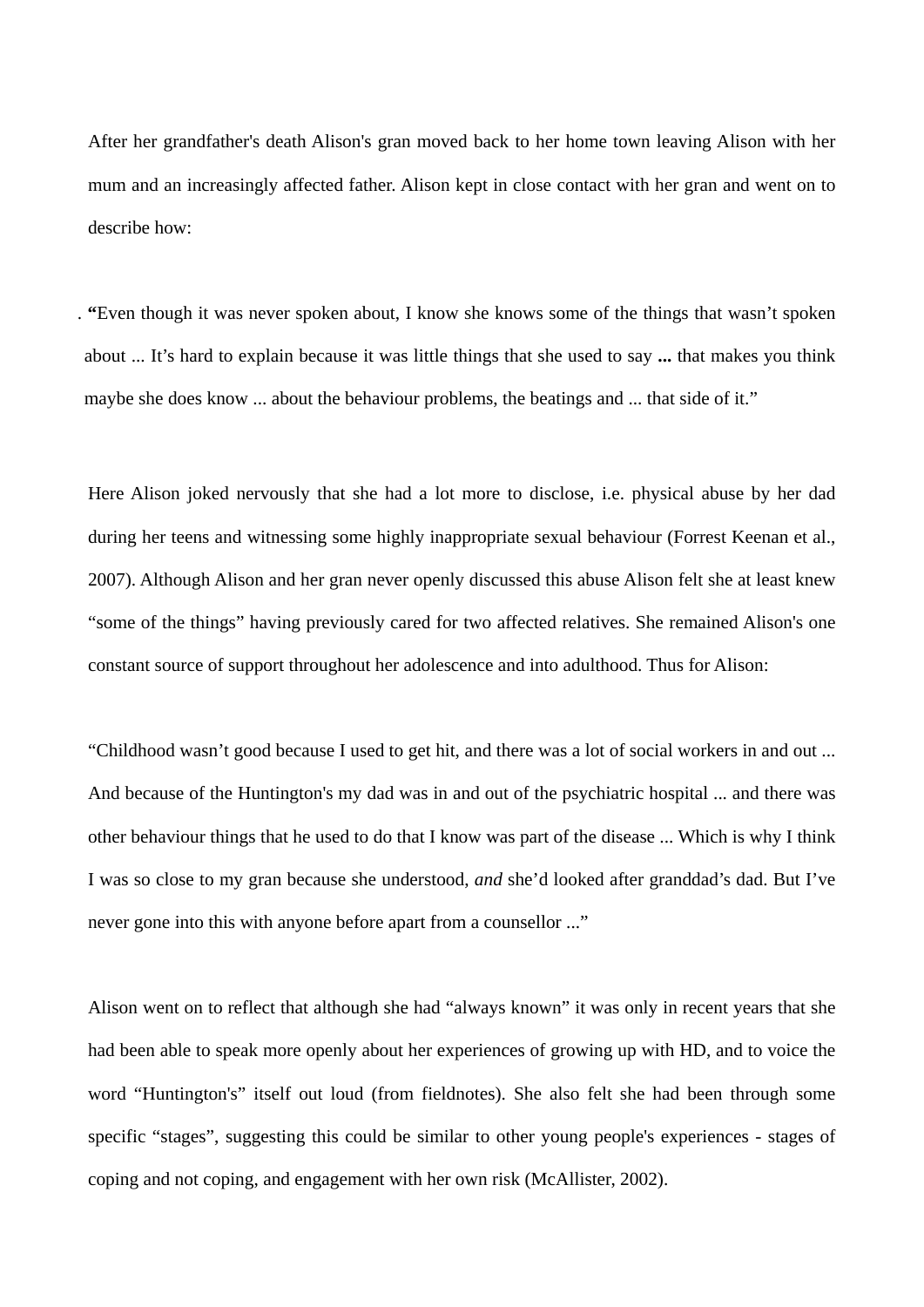After her grandfather's death Alison's gran moved back to her home town leaving Alison with her mum and an increasingly affected father. Alison kept in close contact with her gran and went on to describe how:

. **"**Even though it was never spoken about, I know she knows some of the things that wasn't spoken about ... It's hard to explain because it was little things that she used to say **...** that makes you think maybe she does know ... about the behaviour problems, the beatings and ... that side of it."

Here Alison joked nervously that she had a lot more to disclose, i.e. physical abuse by her dad during her teens and witnessing some highly inappropriate sexual behaviour (Forrest Keenan et al., 2007). Although Alison and her gran never openly discussed this abuse Alison felt she at least knew "some of the things" having previously cared for two affected relatives. She remained Alison's one constant source of support throughout her adolescence and into adulthood. Thus for Alison:

"Childhood wasn't good because I used to get hit, and there was a lot of social workers in and out ... And because of the Huntington's my dad was in and out of the psychiatric hospital ... and there was other behaviour things that he used to do that I know was part of the disease ... Which is why I think I was so close to my gran because she understood, *and* she'd looked after granddad's dad. But I've never gone into this with anyone before apart from a counsellor ..."

Alison went on to reflect that although she had "always known" it was only in recent years that she had been able to speak more openly about her experiences of growing up with HD, and to voice the word "Huntington's" itself out loud (from fieldnotes). She also felt she had been through some specific "stages", suggesting this could be similar to other young people's experiences - stages of coping and not coping, and engagement with her own risk (McAllister, 2002).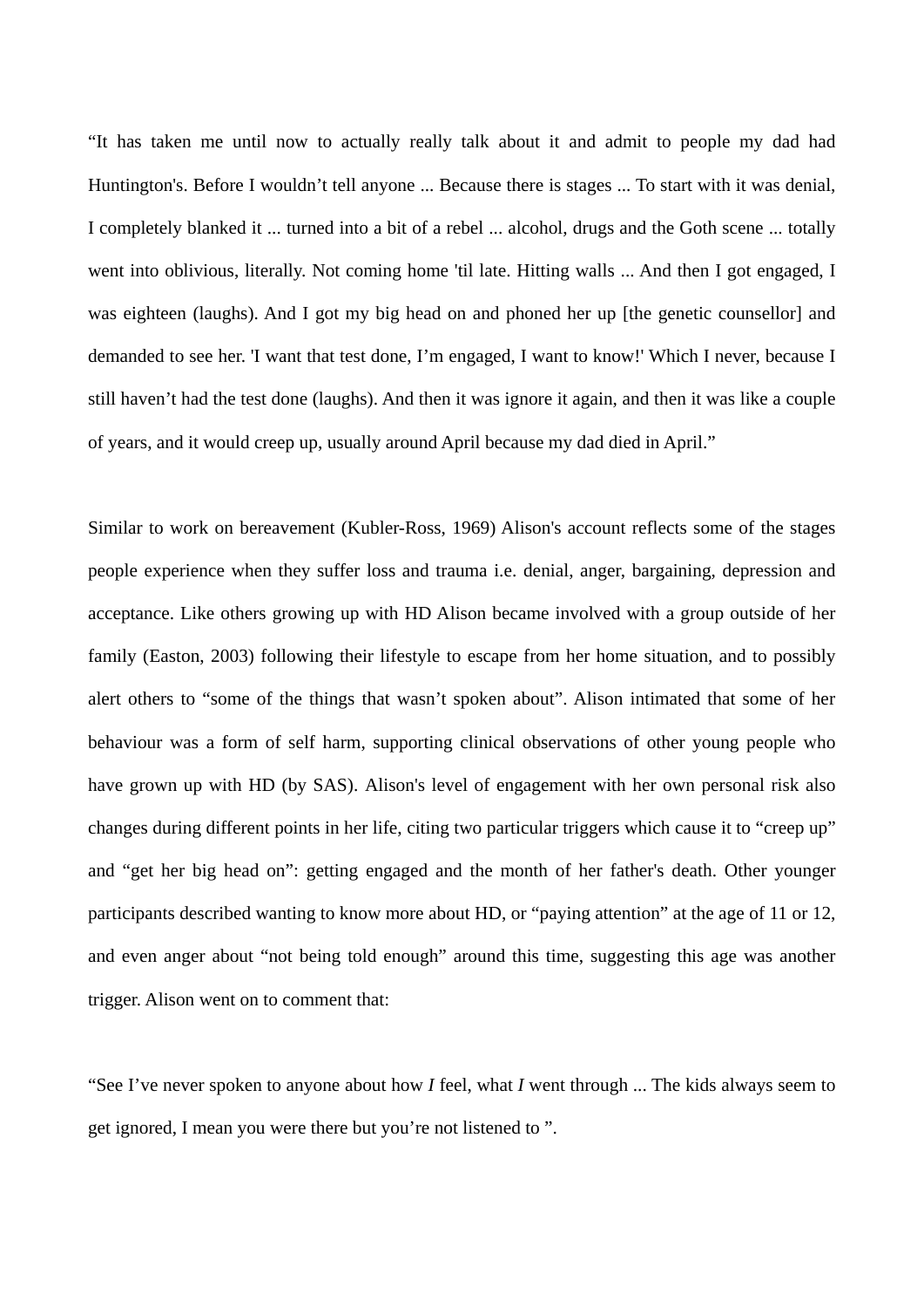"It has taken me until now to actually really talk about it and admit to people my dad had Huntington's. Before I wouldn't tell anyone ... Because there is stages ... To start with it was denial, I completely blanked it ... turned into a bit of a rebel ... alcohol, drugs and the Goth scene ... totally went into oblivious, literally. Not coming home 'til late. Hitting walls ... And then I got engaged, I was eighteen (laughs). And I got my big head on and phoned her up [the genetic counsellor] and demanded to see her. 'I want that test done, I'm engaged, I want to know!' Which I never, because I still haven't had the test done (laughs). And then it was ignore it again, and then it was like a couple of years, and it would creep up, usually around April because my dad died in April."

Similar to work on bereavement (Kubler-Ross, 1969) Alison's account reflects some of the stages people experience when they suffer loss and trauma i.e. denial, anger, bargaining, depression and acceptance. Like others growing up with HD Alison became involved with a group outside of her family (Easton, 2003) following their lifestyle to escape from her home situation, and to possibly alert others to "some of the things that wasn't spoken about". Alison intimated that some of her behaviour was a form of self harm, supporting clinical observations of other young people who have grown up with HD (by SAS). Alison's level of engagement with her own personal risk also changes during different points in her life, citing two particular triggers which cause it to "creep up" and "get her big head on": getting engaged and the month of her father's death. Other younger participants described wanting to know more about HD, or "paying attention" at the age of 11 or 12, and even anger about "not being told enough" around this time, suggesting this age was another trigger. Alison went on to comment that:

"See I've never spoken to anyone about how *I* feel, what *I* went through ... The kids always seem to get ignored, I mean you were there but you're not listened to ".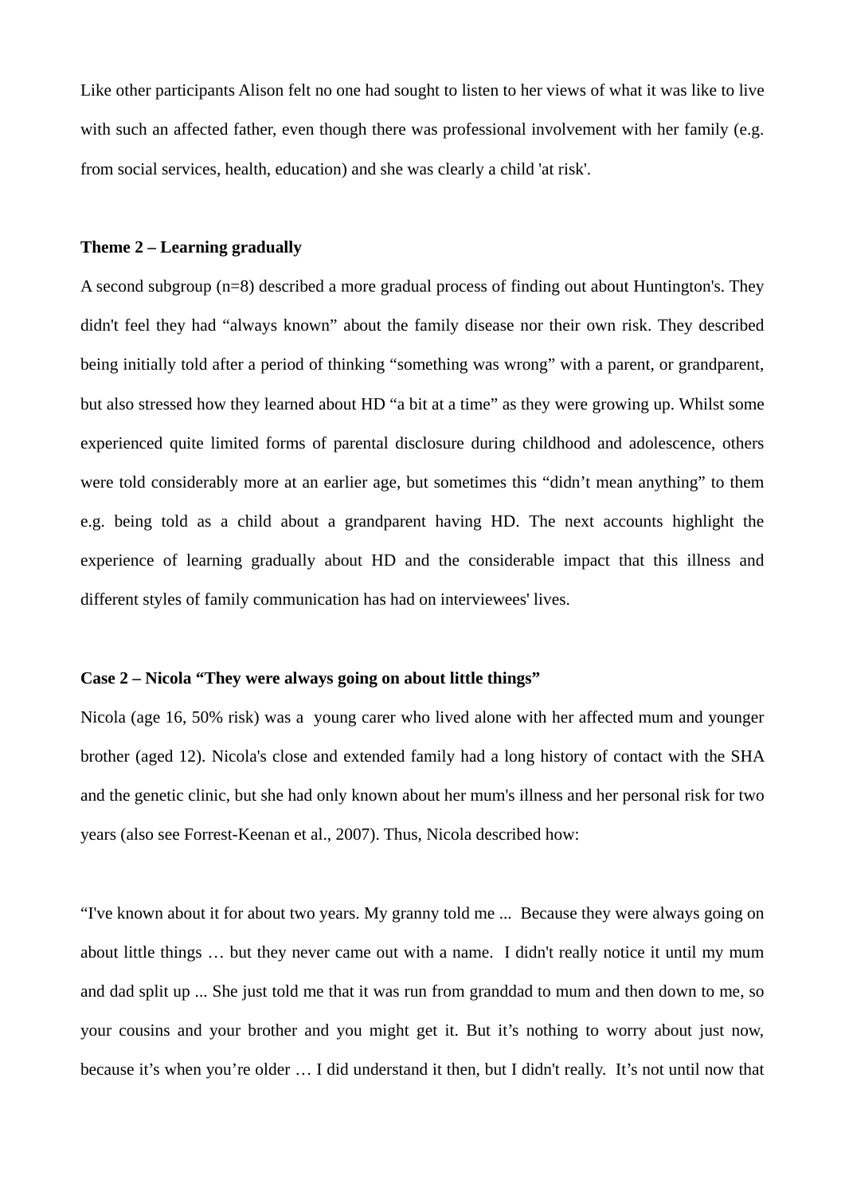Like other participants Alison felt no one had sought to listen to her views of what it was like to live with such an affected father, even though there was professional involvement with her family (e.g. from social services, health, education) and she was clearly a child 'at risk'.

**Theme 2 – Learning gradually**

A second subgroup (n=8) described a more gradual process of finding out about Huntington's. They didn't feel they had “always known” about the family disease nor their own risk. They described being initially told after a period of thinking “something was wrong” with a parent, or grandparent, but also stressed how they learned about HD “a bit at a time” as they were growing up. Whilst some experienced quite limited forms of parental disclosure during childhood and adolescence, others were told considerably more at an earlier age, but sometimes this “didn’t mean anything” to them e.g. being told as a child about a grandparent having HD. The next accounts highlight the experience of learning gradually about HD and the considerable impact that this illness and different styles of family communication has had on interviewees' lives.

**Case 2 – Nicola “They were always going on about little things”**

Nicola (age 16, 50% risk) was a young carer who lived alone with her affected mum and younger brother (aged 12). Nicola's close and extended family had a long history of contact with the SHA and the genetic clinic, but she had only known about her mum's illness and her personal risk for two years (also see Forrest-Keenan et al., 2007). Thus, Nicola described how:

“I've known about it for about two years. My granny told me ... Because they were always going on about little things … but they never came out with a name. I didn't really notice it until my mum and dad split up ... She just told me that it was run from granddad to mum and then down to me, so your cousins and your brother and you might get it. But it’s nothing to worry about just now, because it’s when you’re older … I did understand it then, but I didn't really. It’s not until now that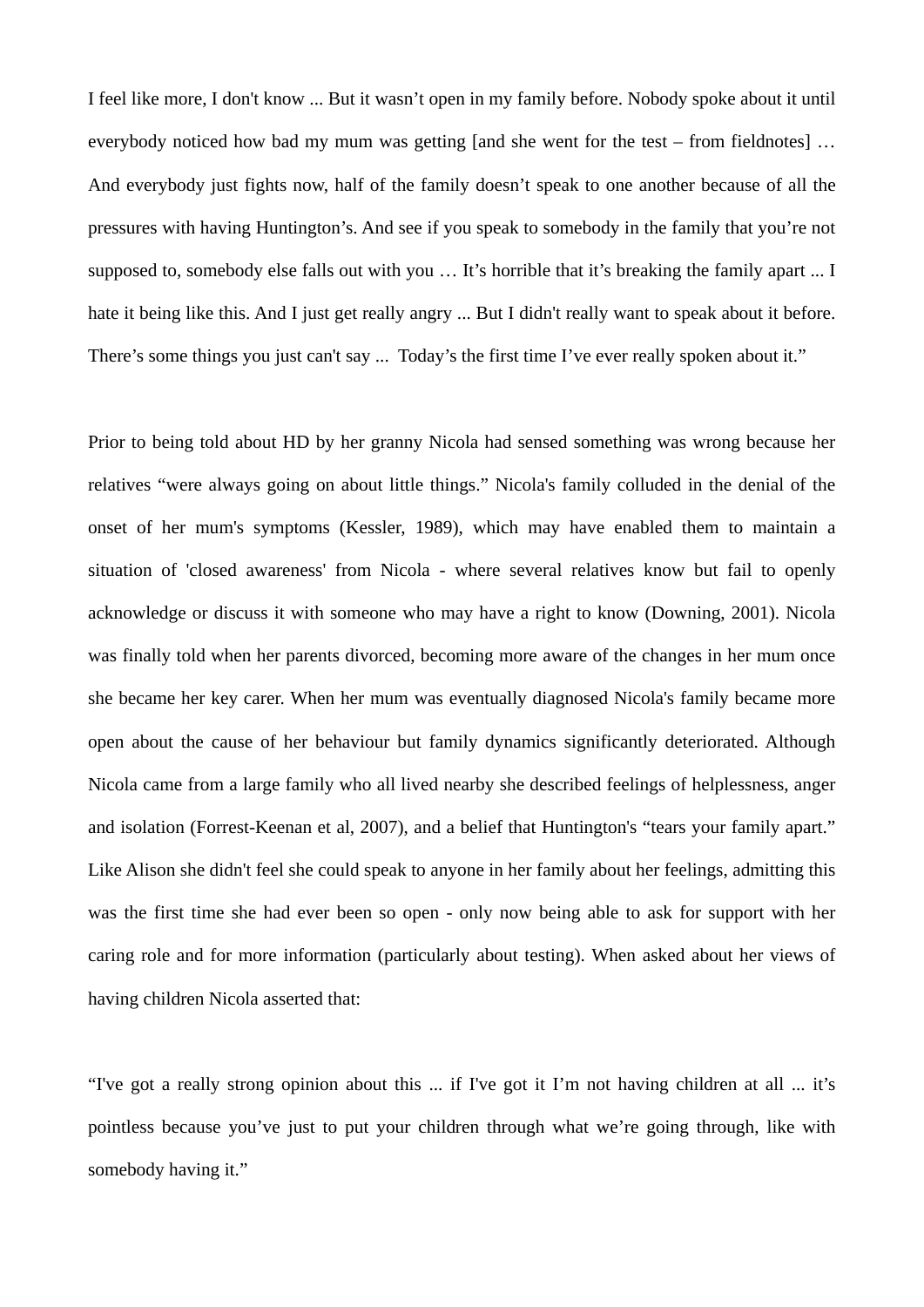I feel like more, I don't know ... But it wasn’t open in my family before. Nobody spoke about it until everybody noticed how bad my mum was getting [and she went for the test – from fieldnotes] … And everybody just fights now, half of the family doesn’t speak to one another because of all the pressures with having Huntington’s. And see if you speak to somebody in the family that you’re not supposed to, somebody else falls out with you … It’s horrible that it’s breaking the family apart ... I hate it being like this. And I just get really angry ... But I didn't really want to speak about it before. There’s some things you just can't say ... Today’s the first time I’ve ever really spoken about it.”

Prior to being told about HD by her granny Nicola had sensed something was wrong because her relatives “were always going on about little things.” Nicola's family colluded in the denial of the onset of her mum's symptoms (Kessler, 1989), which may have enabled them to maintain a situation of 'closed awareness' from Nicola - where several relatives know but fail to openly acknowledge or discuss it with someone who may have a right to know (Downing, 2001). Nicola was finally told when her parents divorced, becoming more aware of the changes in her mum once she became her key carer. When her mum was eventually diagnosed Nicola's family became more open about the cause of her behaviour but family dynamics significantly deteriorated. Although Nicola came from a large family who all lived nearby she described feelings of helplessness, anger and isolation (Forrest-Keenan et al, 2007), and a belief that Huntington's “tears your family apart.” Like Alison she didn't feel she could speak to anyone in her family about her feelings, admitting this was the first time she had ever been so open - only now being able to ask for support with her caring role and for more information (particularly about testing). When asked about her views of having children Nicola asserted that:

“I've got a really strong opinion about this ... if I've got it I’m not having children at all ... it’s pointless because you’ve just to put your children through what we’re going through, like with somebody having it.”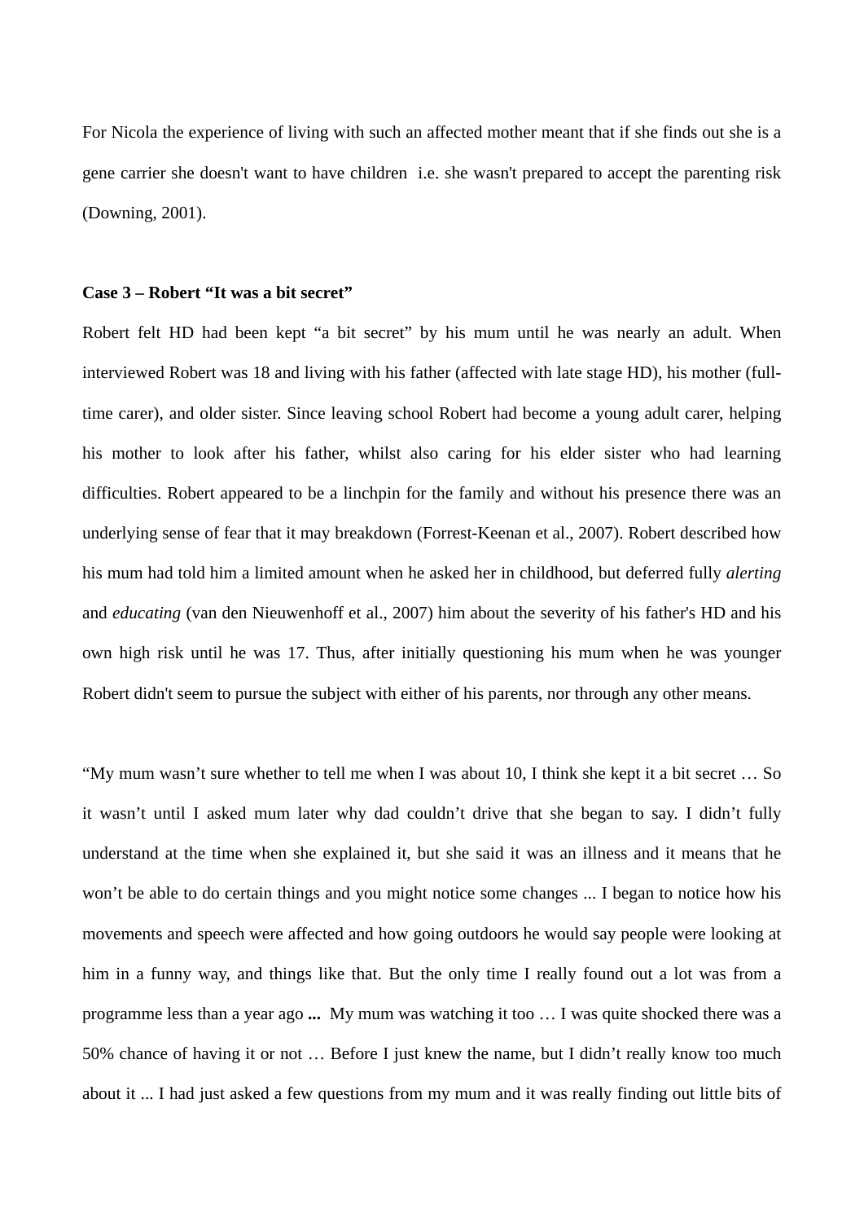For Nicola the experience of living with such an affected mother meant that if she finds out she is a gene carrier she doesn't want to have children  i.e. she wasn't prepared to accept the parenting risk (Downing, 2001).

**Case 3 – Robert "It was a bit secret"**

Robert felt HD had been kept "a bit secret" by his mum until he was nearly an adult. When interviewed Robert was 18 and living with his father (affected with late stage HD), his mother (full-time carer), and older sister. Since leaving school Robert had become a young adult carer, helping his mother to look after his father, whilst also caring for his elder sister who had learning difficulties. Robert appeared to be a linchpin for the family and without his presence there was an underlying sense of fear that it may breakdown (Forrest-Keenan et al., 2007). Robert described how his mum had told him a limited amount when he asked her in childhood, but deferred fully *alerting* and *educating* (van den Nieuwenhoff et al., 2007) him about the severity of his father's HD and his own high risk until he was 17. Thus, after initially questioning his mum when he was younger Robert didn't seem to pursue the subject with either of his parents, nor through any other means.

"My mum wasn't sure whether to tell me when I was about 10, I think she kept it a bit secret … So it wasn't until I asked mum later why dad couldn't drive that she began to say. I didn't fully understand at the time when she explained it, but she said it was an illness and it means that he won't be able to do certain things and you might notice some changes ... I began to notice how his movements and speech were affected and how going outdoors he would say people were looking at him in a funny way, and things like that. But the only time I really found out a lot was from a programme less than a year ago **...**  My mum was watching it too … I was quite shocked there was a 50% chance of having it or not … Before I just knew the name, but I didn't really know too much about it ... I had just asked a few questions from my mum and it was really finding out little bits of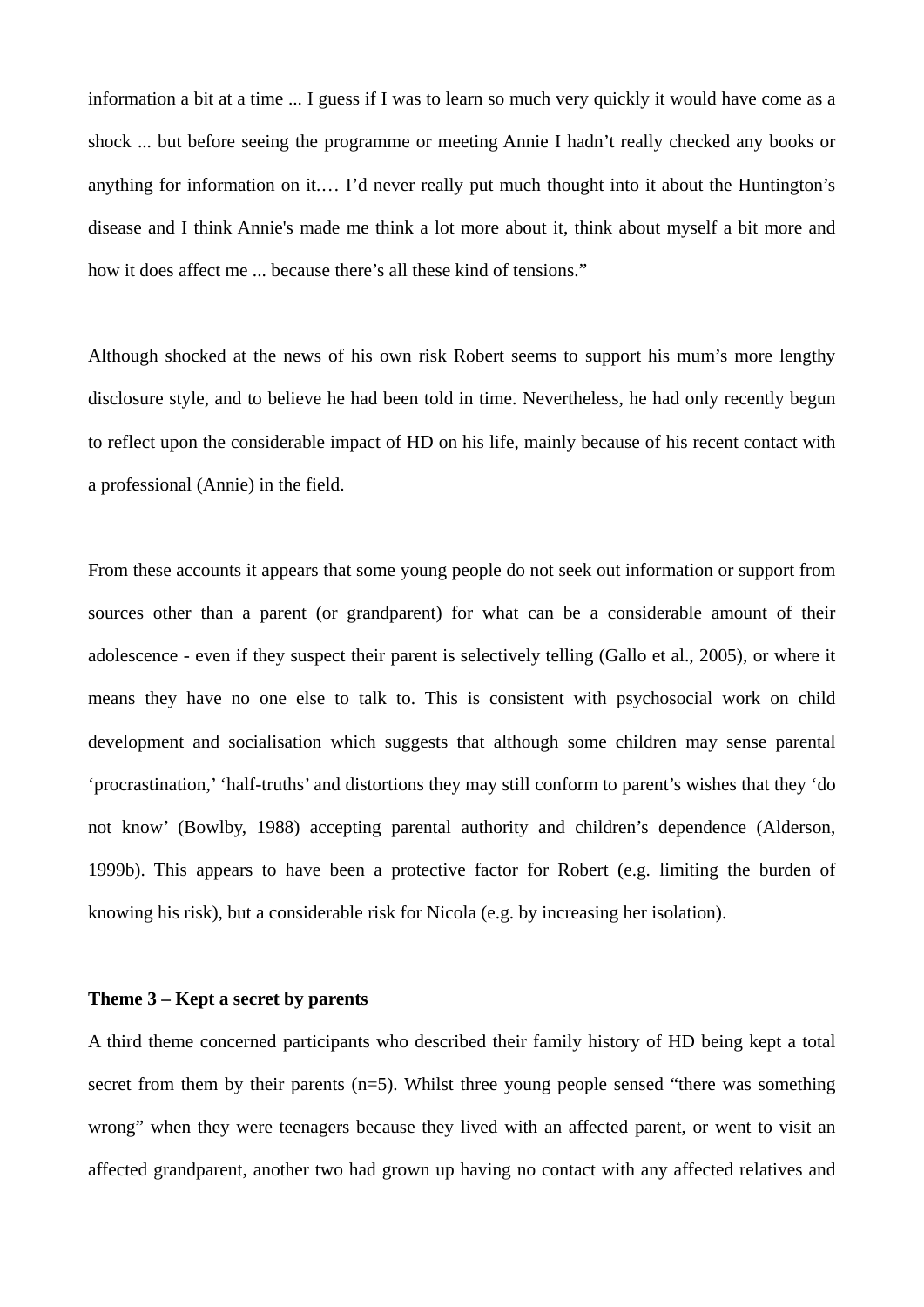information a bit at a time ... I guess if I was to learn so much very quickly it would have come as a shock ... but before seeing the programme or meeting Annie I hadn't really checked any books or anything for information on it.… I'd never really put much thought into it about the Huntington's disease and I think Annie's made me think a lot more about it, think about myself a bit more and how it does affect me ... because there's all these kind of tensions."

Although shocked at the news of his own risk Robert seems to support his mum's more lengthy disclosure style, and to believe he had been told in time. Nevertheless, he had only recently begun to reflect upon the considerable impact of HD on his life, mainly because of his recent contact with a professional (Annie) in the field.

From these accounts it appears that some young people do not seek out information or support from sources other than a parent (or grandparent) for what can be a considerable amount of their adolescence - even if they suspect their parent is selectively telling (Gallo et al., 2005), or where it means they have no one else to talk to. This is consistent with psychosocial work on child development and socialisation which suggests that although some children may sense parental 'procrastination,' 'half-truths' and distortions they may still conform to parent's wishes that they 'do not know' (Bowlby, 1988) accepting parental authority and children's dependence (Alderson, 1999b). This appears to have been a protective factor for Robert (e.g. limiting the burden of knowing his risk), but a considerable risk for Nicola (e.g. by increasing her isolation).

**Theme 3 – Kept a secret by parents**

A third theme concerned participants who described their family history of HD being kept a total secret from them by their parents (n=5). Whilst three young people sensed "there was something wrong" when they were teenagers because they lived with an affected parent, or went to visit an affected grandparent, another two had grown up having no contact with any affected relatives and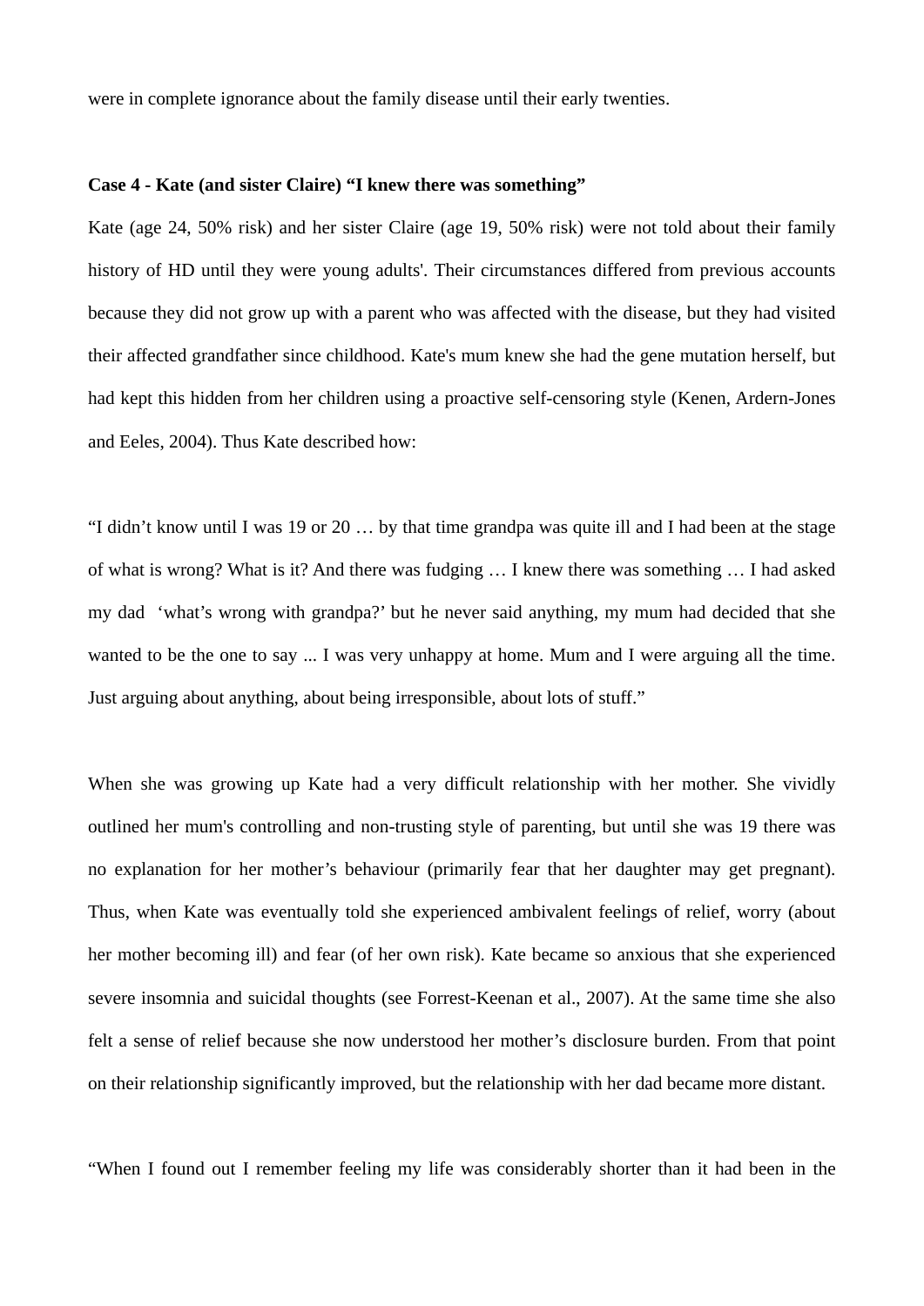were in complete ignorance about the family disease until their early twenties.

**Case 4 - Kate (and sister Claire) "I knew there was something"**

Kate (age 24, 50% risk) and her sister Claire (age 19, 50% risk) were not told about their family history of HD until they were young adults'. Their circumstances differed from previous accounts because they did not grow up with a parent who was affected with the disease, but they had visited their affected grandfather since childhood. Kate's mum knew she had the gene mutation herself, but had kept this hidden from her children using a proactive self-censoring style (Kenen, Ardern-Jones and Eeles, 2004). Thus Kate described how:

"I didn't know until I was 19 or 20 … by that time grandpa was quite ill and I had been at the stage of what is wrong? What is it? And there was fudging … I knew there was something … I had asked my dad 'what's wrong with grandpa?' but he never said anything, my mum had decided that she wanted to be the one to say ... I was very unhappy at home. Mum and I were arguing all the time. Just arguing about anything, about being irresponsible, about lots of stuff."

When she was growing up Kate had a very difficult relationship with her mother. She vividly outlined her mum's controlling and non-trusting style of parenting, but until she was 19 there was no explanation for her mother's behaviour (primarily fear that her daughter may get pregnant). Thus, when Kate was eventually told she experienced ambivalent feelings of relief, worry (about her mother becoming ill) and fear (of her own risk). Kate became so anxious that she experienced severe insomnia and suicidal thoughts (see Forrest-Keenan et al., 2007). At the same time she also felt a sense of relief because she now understood her mother's disclosure burden. From that point on their relationship significantly improved, but the relationship with her dad became more distant.

"When I found out I remember feeling my life was considerably shorter than it had been in the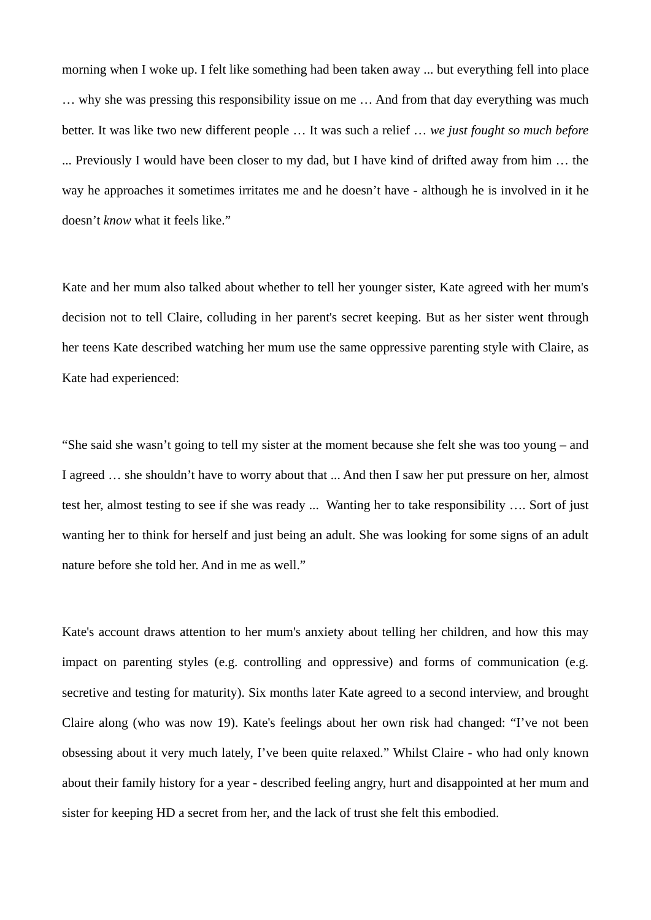morning when I woke up. I felt like something had been taken away ... but everything fell into place … why she was pressing this responsibility issue on me … And from that day everything was much better. It was like two new different people … It was such a relief … *we just fought so much before* ... Previously I would have been closer to my dad, but I have kind of drifted away from him … the way he approaches it sometimes irritates me and he doesn't have - although he is involved in it he doesn't *know* what it feels like."

Kate and her mum also talked about whether to tell her younger sister, Kate agreed with her mum's decision not to tell Claire, colluding in her parent's secret keeping. But as her sister went through her teens Kate described watching her mum use the same oppressive parenting style with Claire, as Kate had experienced:

"She said she wasn't going to tell my sister at the moment because she felt she was too young – and I agreed … she shouldn't have to worry about that ... And then I saw her put pressure on her, almost test her, almost testing to see if she was ready ... Wanting her to take responsibility …. Sort of just wanting her to think for herself and just being an adult. She was looking for some signs of an adult nature before she told her. And in me as well."

Kate's account draws attention to her mum's anxiety about telling her children, and how this may impact on parenting styles (e.g. controlling and oppressive) and forms of communication (e.g. secretive and testing for maturity). Six months later Kate agreed to a second interview, and brought Claire along (who was now 19). Kate's feelings about her own risk had changed: "I've not been obsessing about it very much lately, I've been quite relaxed." Whilst Claire - who had only known about their family history for a year - described feeling angry, hurt and disappointed at her mum and sister for keeping HD a secret from her, and the lack of trust she felt this embodied.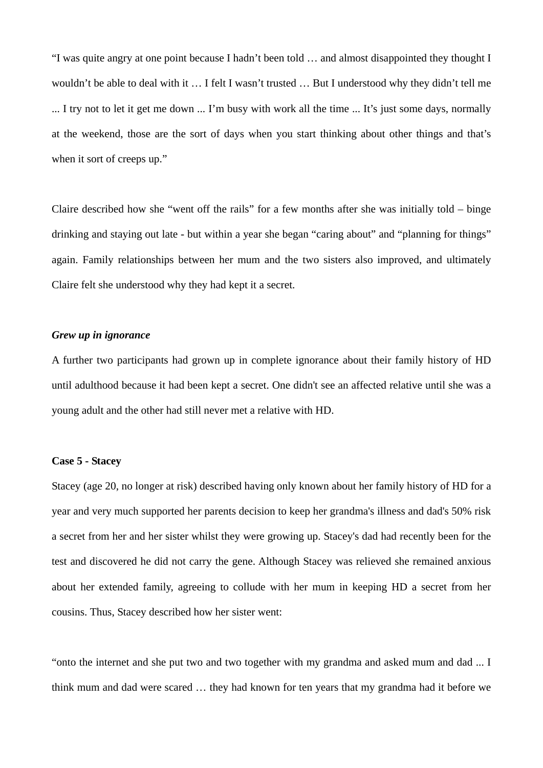"I was quite angry at one point because I hadn't been told … and almost disappointed they thought I wouldn't be able to deal with it … I felt I wasn't trusted … But I understood why they didn't tell me ... I try not to let it get me down ... I'm busy with work all the time ... It's just some days, normally at the weekend, those are the sort of days when you start thinking about other things and that's when it sort of creeps up."

Claire described how she "went off the rails" for a few months after she was initially told – binge drinking and staying out late - but within a year she began "caring about" and "planning for things" again. Family relationships between her mum and the two sisters also improved, and ultimately Claire felt she understood why they had kept it a secret.

***Grew up in ignorance***

A further two participants had grown up in complete ignorance about their family history of HD until adulthood because it had been kept a secret. One didn't see an affected relative until she was a young adult and the other had still never met a relative with HD.

**Case 5 - Stacey**

Stacey (age 20, no longer at risk) described having only known about her family history of HD for a year and very much supported her parents decision to keep her grandma's illness and dad's 50% risk a secret from her and her sister whilst they were growing up. Stacey's dad had recently been for the test and discovered he did not carry the gene. Although Stacey was relieved she remained anxious about her extended family, agreeing to collude with her mum in keeping HD a secret from her cousins. Thus, Stacey described how her sister went:

"onto the internet and she put two and two together with my grandma and asked mum and dad ... I think mum and dad were scared … they had known for ten years that my grandma had it before we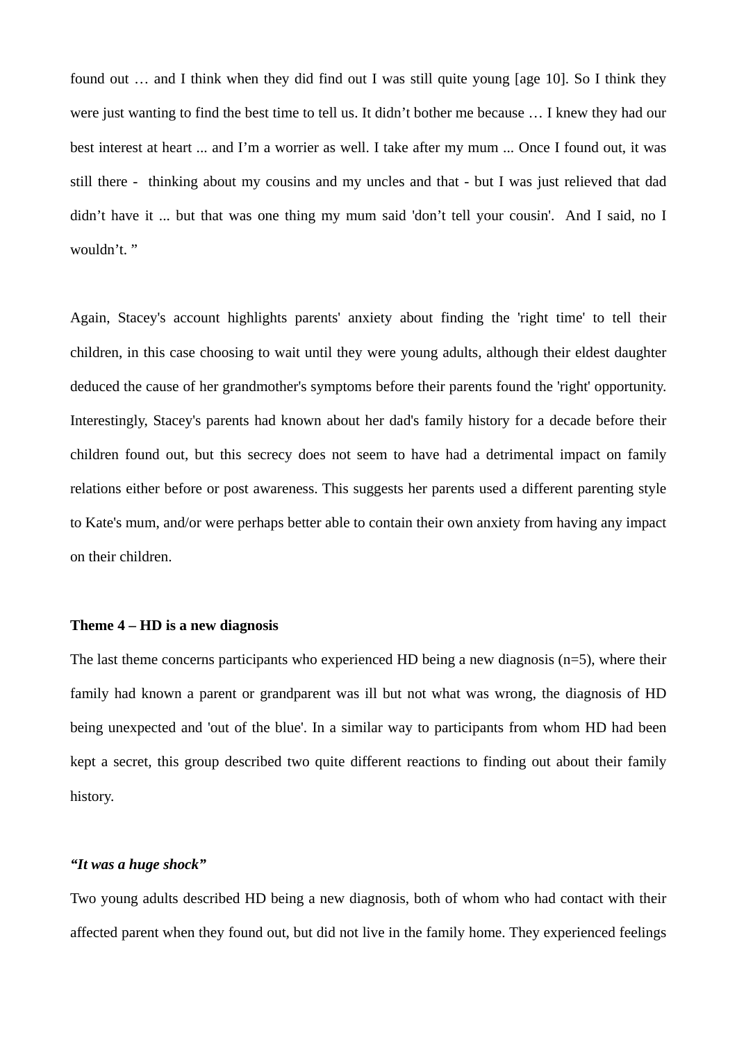found out … and I think when they did find out I was still quite young [age 10]. So I think they were just wanting to find the best time to tell us. It didn’t bother me because … I knew they had our best interest at heart ... and I’m a worrier as well. I take after my mum ... Once I found out, it was still there - thinking about my cousins and my uncles and that - but I was just relieved that dad didn’t have it ... but that was one thing my mum said 'don’t tell your cousin'. And I said, no I wouldn’t. ”

Again, Stacey's account highlights parents' anxiety about finding the 'right time' to tell their children, in this case choosing to wait until they were young adults, although their eldest daughter deduced the cause of her grandmother's symptoms before their parents found the 'right' opportunity. Interestingly, Stacey's parents had known about her dad's family history for a decade before their children found out, but this secrecy does not seem to have had a detrimental impact on family relations either before or post awareness. This suggests her parents used a different parenting style to Kate's mum, and/or were perhaps better able to contain their own anxiety from having any impact on their children.

**Theme 4 – HD is a new diagnosis**

The last theme concerns participants who experienced HD being a new diagnosis (n=5), where their family had known a parent or grandparent was ill but not what was wrong, the diagnosis of HD being unexpected and 'out of the blue'. In a similar way to participants from whom HD had been kept a secret, this group described two quite different reactions to finding out about their family history.

***“It was a huge shock”***

Two young adults described HD being a new diagnosis, both of whom who had contact with their affected parent when they found out, but did not live in the family home. They experienced feelings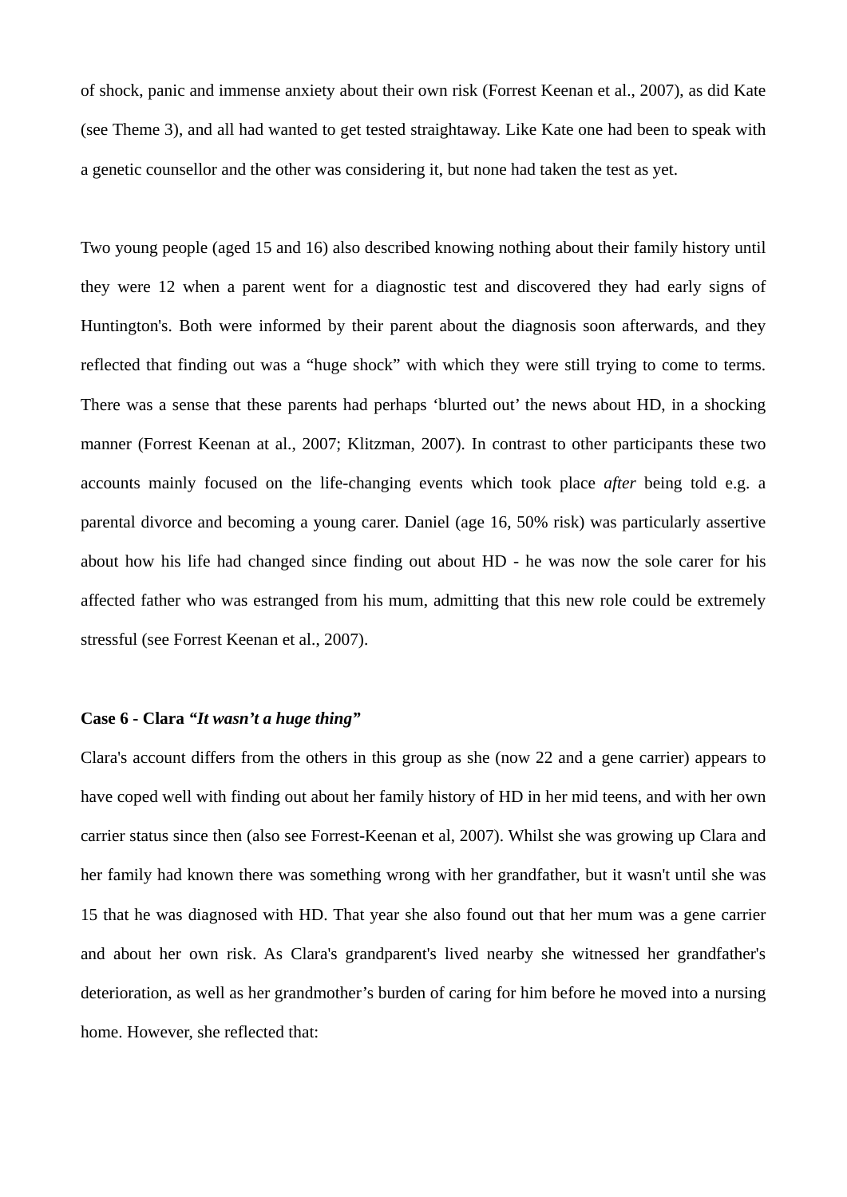of shock, panic and immense anxiety about their own risk (Forrest Keenan et al., 2007), as did Kate (see Theme 3), and all had wanted to get tested straightaway. Like Kate one had been to speak with a genetic counsellor and the other was considering it, but none had taken the test as yet.

Two young people (aged 15 and 16) also described knowing nothing about their family history until they were 12 when a parent went for a diagnostic test and discovered they had early signs of Huntington's. Both were informed by their parent about the diagnosis soon afterwards, and they reflected that finding out was a "huge shock" with which they were still trying to come to terms. There was a sense that these parents had perhaps 'blurted out' the news about HD, in a shocking manner (Forrest Keenan at al., 2007; Klitzman, 2007). In contrast to other participants these two accounts mainly focused on the life-changing events which took place *after* being told e.g. a parental divorce and becoming a young carer. Daniel (age 16, 50% risk) was particularly assertive about how his life had changed since finding out about HD - he was now the sole carer for his affected father who was estranged from his mum, admitting that this new role could be extremely stressful (see Forrest Keenan et al., 2007).

**Case 6 - Clara *"It wasn't a huge thing"***

Clara's account differs from the others in this group as she (now 22 and a gene carrier) appears to have coped well with finding out about her family history of HD in her mid teens, and with her own carrier status since then (also see Forrest-Keenan et al, 2007). Whilst she was growing up Clara and her family had known there was something wrong with her grandfather, but it wasn't until she was 15 that he was diagnosed with HD. That year she also found out that her mum was a gene carrier and about her own risk. As Clara's grandparent's lived nearby she witnessed her grandfather's deterioration, as well as her grandmother's burden of caring for him before he moved into a nursing home. However, she reflected that: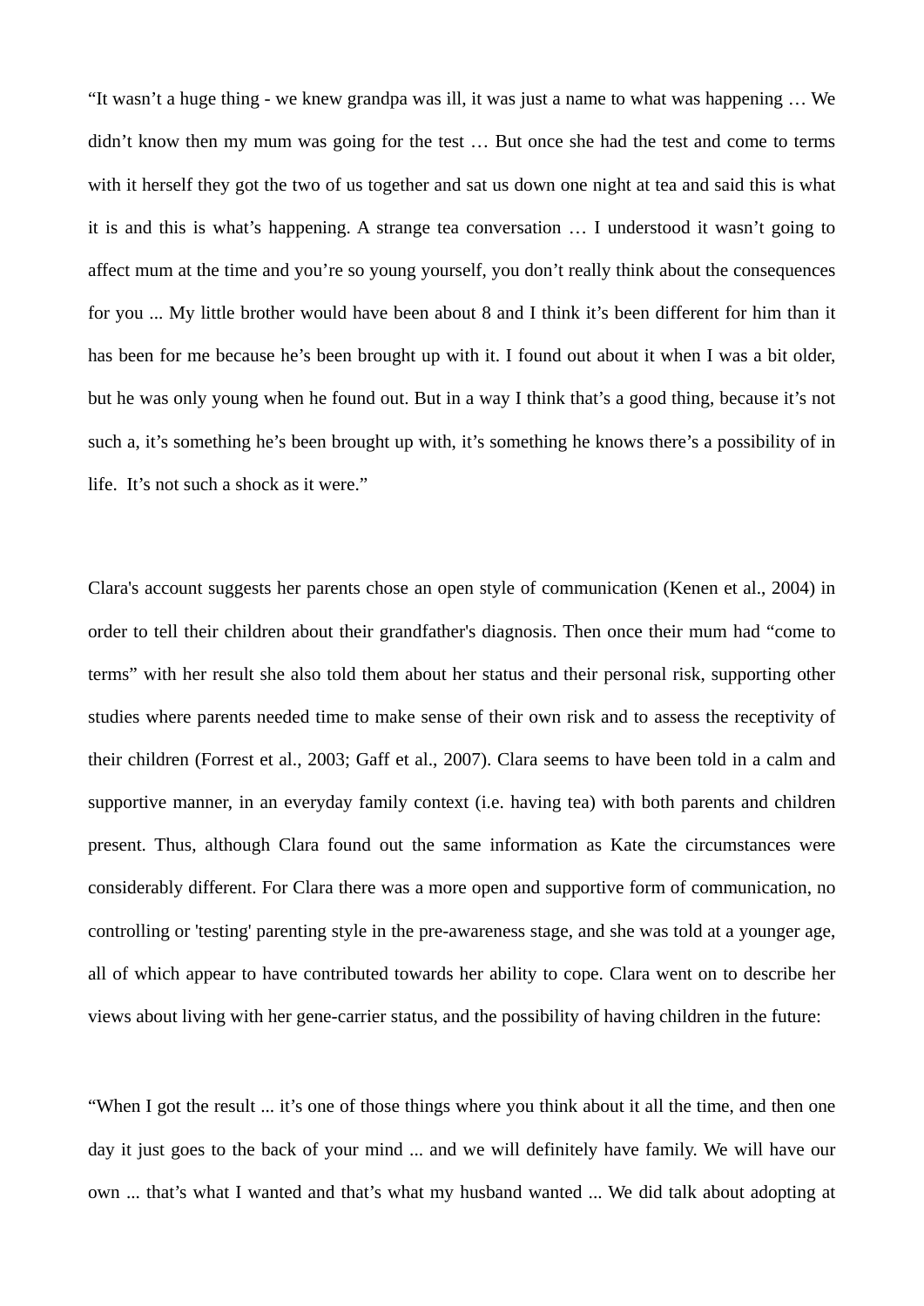"It wasn't a huge thing - we knew grandpa was ill, it was just a name to what was happening … We didn't know then my mum was going for the test … But once she had the test and come to terms with it herself they got the two of us together and sat us down one night at tea and said this is what it is and this is what's happening. A strange tea conversation … I understood it wasn't going to affect mum at the time and you're so young yourself, you don't really think about the consequences for you ... My little brother would have been about 8 and I think it's been different for him than it has been for me because he's been brought up with it. I found out about it when I was a bit older, but he was only young when he found out. But in a way I think that's a good thing, because it's not such a, it's something he's been brought up with, it's something he knows there's a possibility of in life. It's not such a shock as it were."

Clara's account suggests her parents chose an open style of communication (Kenen et al., 2004) in order to tell their children about their grandfather's diagnosis. Then once their mum had "come to terms" with her result she also told them about her status and their personal risk, supporting other studies where parents needed time to make sense of their own risk and to assess the receptivity of their children (Forrest et al., 2003; Gaff et al., 2007). Clara seems to have been told in a calm and supportive manner, in an everyday family context (i.e. having tea) with both parents and children present. Thus, although Clara found out the same information as Kate the circumstances were considerably different. For Clara there was a more open and supportive form of communication, no controlling or 'testing' parenting style in the pre-awareness stage, and she was told at a younger age, all of which appear to have contributed towards her ability to cope. Clara went on to describe her views about living with her gene-carrier status, and the possibility of having children in the future:

"When I got the result ... it's one of those things where you think about it all the time, and then one day it just goes to the back of your mind ... and we will definitely have family. We will have our own ... that's what I wanted and that's what my husband wanted ... We did talk about adopting at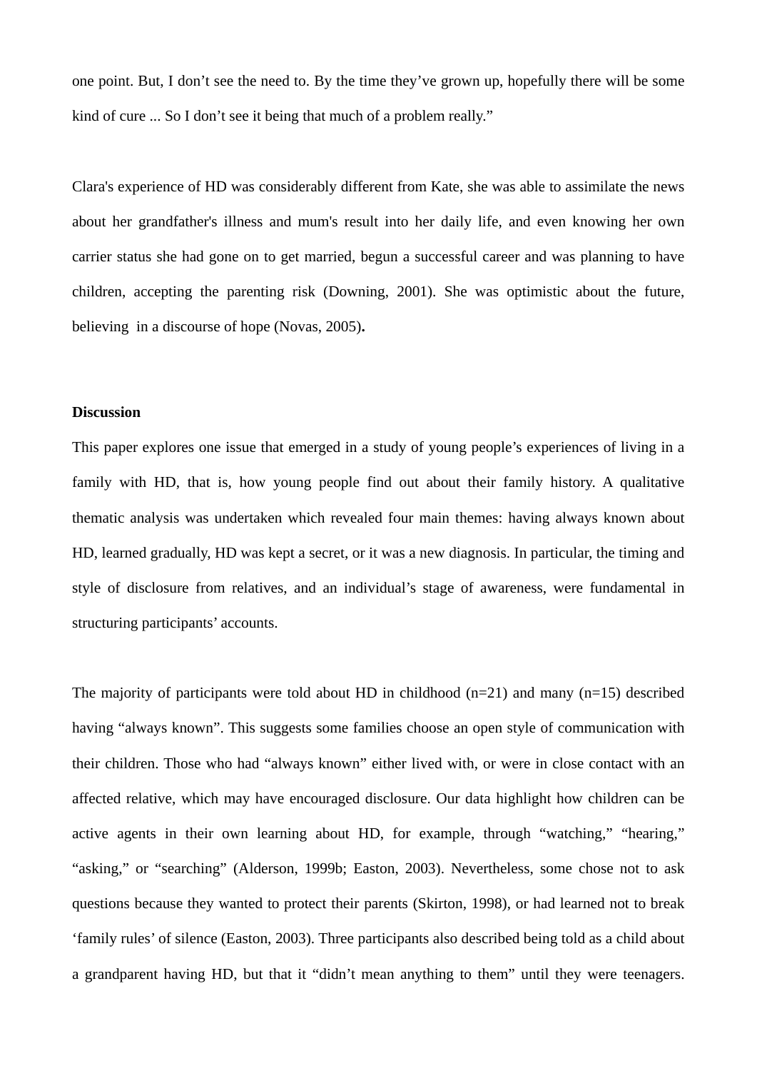one point. But, I don't see the need to. By the time they've grown up, hopefully there will be some kind of cure ... So I don't see it being that much of a problem really."

Clara's experience of HD was considerably different from Kate, she was able to assimilate the news about her grandfather's illness and mum's result into her daily life, and even knowing her own carrier status she had gone on to get married, begun a successful career and was planning to have children, accepting the parenting risk (Downing, 2001). She was optimistic about the future, believing in a discourse of hope (Novas, 2005).

**Discussion**

This paper explores one issue that emerged in a study of young people's experiences of living in a family with HD, that is, how young people find out about their family history. A qualitative thematic analysis was undertaken which revealed four main themes: having always known about HD, learned gradually, HD was kept a secret, or it was a new diagnosis. In particular, the timing and style of disclosure from relatives, and an individual's stage of awareness, were fundamental in structuring participants' accounts.

The majority of participants were told about HD in childhood (n=21) and many (n=15) described having "always known". This suggests some families choose an open style of communication with their children. Those who had "always known" either lived with, or were in close contact with an affected relative, which may have encouraged disclosure. Our data highlight how children can be active agents in their own learning about HD, for example, through "watching," "hearing," "asking," or "searching" (Alderson, 1999b; Easton, 2003). Nevertheless, some chose not to ask questions because they wanted to protect their parents (Skirton, 1998), or had learned not to break 'family rules' of silence (Easton, 2003). Three participants also described being told as a child about a grandparent having HD, but that it "didn't mean anything to them" until they were teenagers.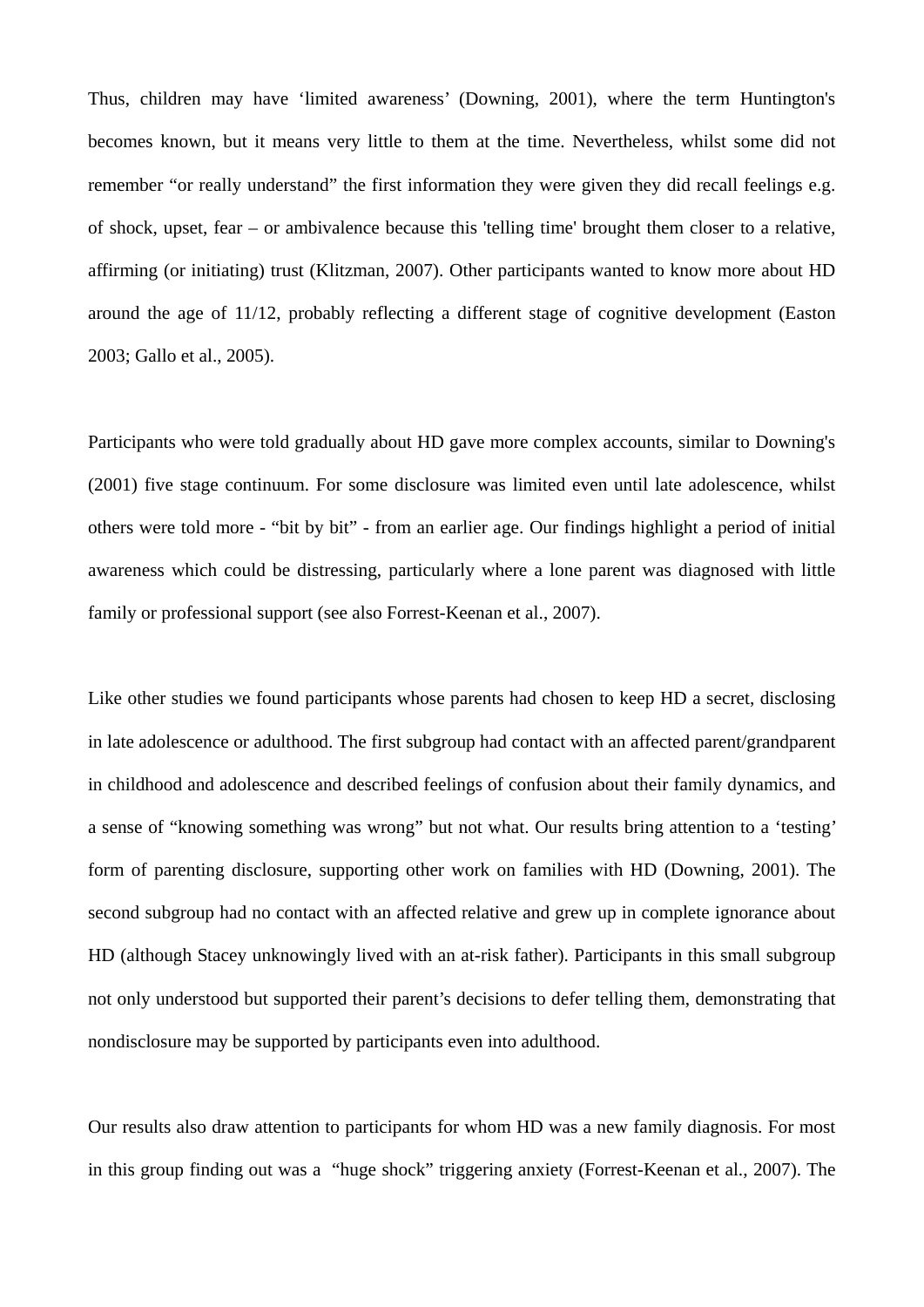Thus, children may have ‘limited awareness’ (Downing, 2001), where the term Huntington's becomes known, but it means very little to them at the time. Nevertheless, whilst some did not remember “or really understand” the first information they were given they did recall feelings e.g. of shock, upset, fear – or ambivalence because this 'telling time' brought them closer to a relative, affirming (or initiating) trust (Klitzman, 2007). Other participants wanted to know more about HD around the age of 11/12, probably reflecting a different stage of cognitive development (Easton 2003; Gallo et al., 2005).

Participants who were told gradually about HD gave more complex accounts, similar to Downing's (2001) five stage continuum. For some disclosure was limited even until late adolescence, whilst others were told more - “bit by bit” - from an earlier age. Our findings highlight a period of initial awareness which could be distressing, particularly where a lone parent was diagnosed with little family or professional support (see also Forrest-Keenan et al., 2007).

Like other studies we found participants whose parents had chosen to keep HD a secret, disclosing in late adolescence or adulthood. The first subgroup had contact with an affected parent/grandparent in childhood and adolescence and described feelings of confusion about their family dynamics, and a sense of “knowing something was wrong” but not what. Our results bring attention to a ‘testing’ form of parenting disclosure, supporting other work on families with HD (Downing, 2001). The second subgroup had no contact with an affected relative and grew up in complete ignorance about HD (although Stacey unknowingly lived with an at-risk father). Participants in this small subgroup not only understood but supported their parent’s decisions to defer telling them, demonstrating that nondisclosure may be supported by participants even into adulthood.

Our results also draw attention to participants for whom HD was a new family diagnosis. For most in this group finding out was a “huge shock” triggering anxiety (Forrest-Keenan et al., 2007). The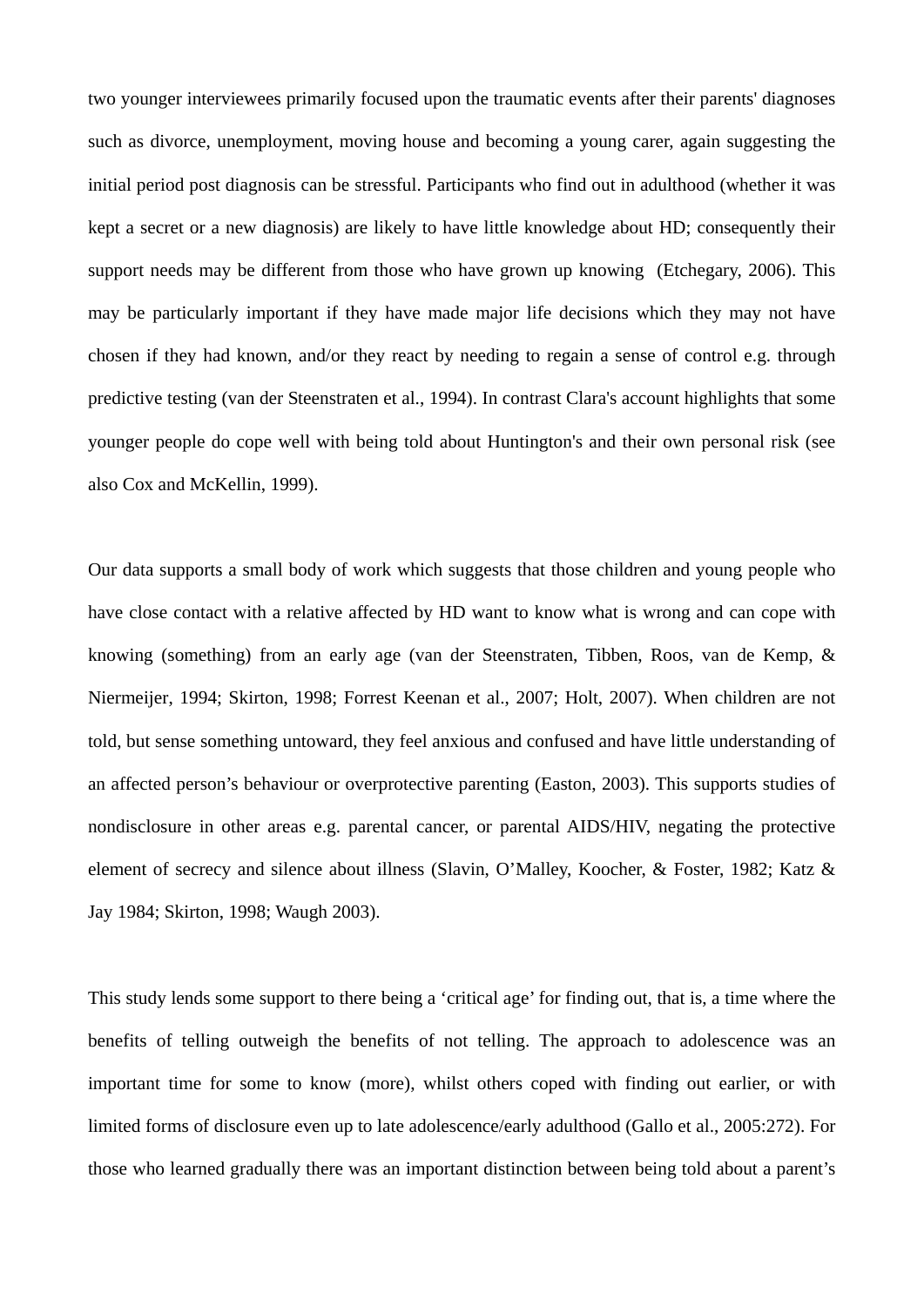two younger interviewees primarily focused upon the traumatic events after their parents' diagnoses such as divorce, unemployment, moving house and becoming a young carer, again suggesting the initial period post diagnosis can be stressful. Participants who find out in adulthood (whether it was kept a secret or a new diagnosis) are likely to have little knowledge about HD; consequently their support needs may be different from those who have grown up knowing (Etchegary, 2006). This may be particularly important if they have made major life decisions which they may not have chosen if they had known, and/or they react by needing to regain a sense of control e.g. through predictive testing (van der Steenstraten et al., 1994). In contrast Clara's account highlights that some younger people do cope well with being told about Huntington's and their own personal risk (see also Cox and McKellin, 1999).

Our data supports a small body of work which suggests that those children and young people who have close contact with a relative affected by HD want to know what is wrong and can cope with knowing (something) from an early age (van der Steenstraten, Tibben, Roos, van de Kemp, & Niermeijer, 1994; Skirton, 1998; Forrest Keenan et al., 2007; Holt, 2007). When children are not told, but sense something untoward, they feel anxious and confused and have little understanding of an affected person's behaviour or overprotective parenting (Easton, 2003). This supports studies of nondisclosure in other areas e.g. parental cancer, or parental AIDS/HIV, negating the protective element of secrecy and silence about illness (Slavin, O'Malley, Koocher, & Foster, 1982; Katz & Jay 1984; Skirton, 1998; Waugh 2003).

This study lends some support to there being a 'critical age' for finding out, that is, a time where the benefits of telling outweigh the benefits of not telling. The approach to adolescence was an important time for some to know (more), whilst others coped with finding out earlier, or with limited forms of disclosure even up to late adolescence/early adulthood (Gallo et al., 2005:272). For those who learned gradually there was an important distinction between being told about a parent's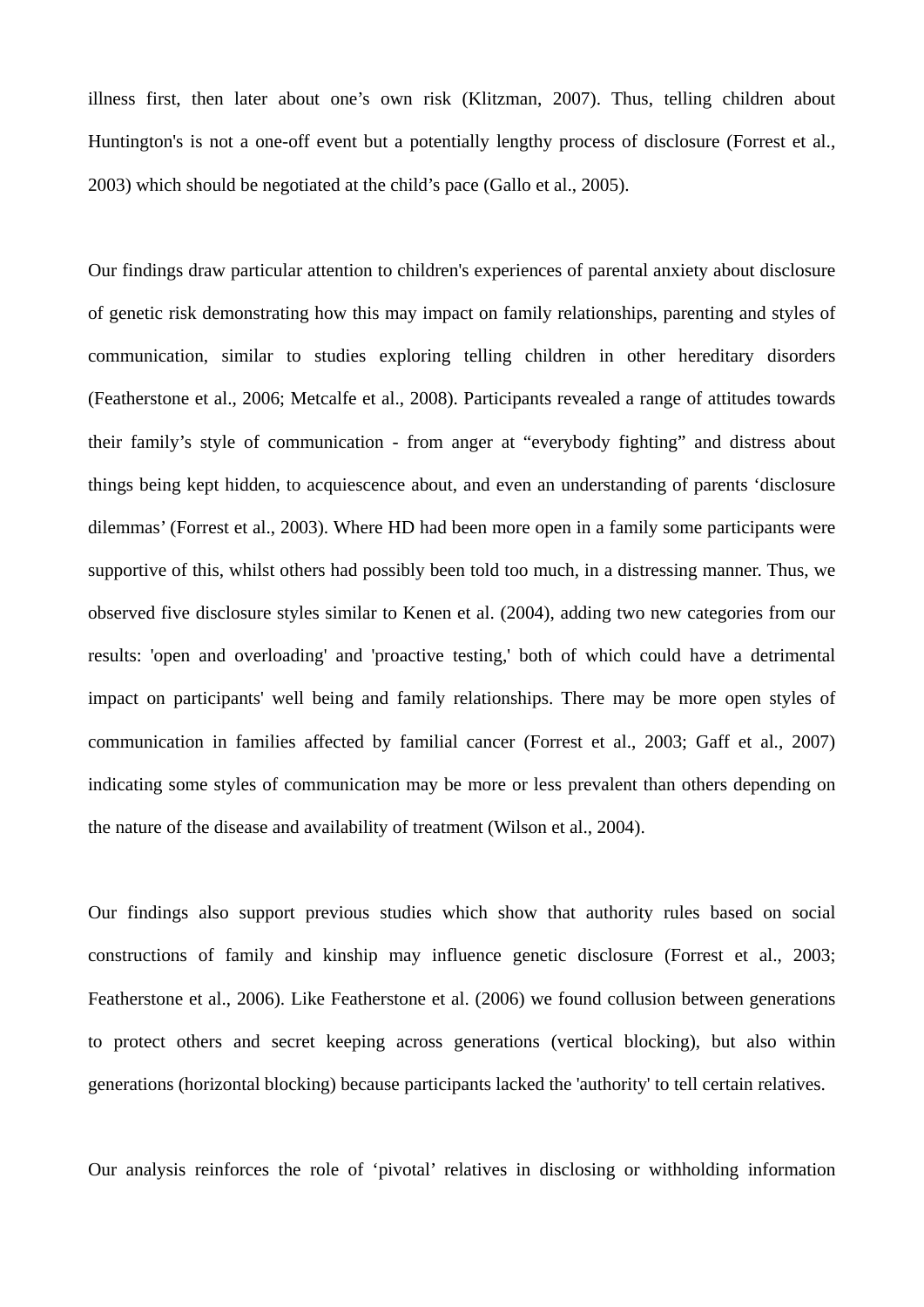illness first, then later about one's own risk (Klitzman, 2007). Thus, telling children about Huntington's is not a one-off event but a potentially lengthy process of disclosure (Forrest et al., 2003) which should be negotiated at the child's pace (Gallo et al., 2005).

Our findings draw particular attention to children's experiences of parental anxiety about disclosure of genetic risk demonstrating how this may impact on family relationships, parenting and styles of communication, similar to studies exploring telling children in other hereditary disorders (Featherstone et al., 2006; Metcalfe et al., 2008). Participants revealed a range of attitudes towards their family's style of communication - from anger at "everybody fighting" and distress about things being kept hidden, to acquiescence about, and even an understanding of parents 'disclosure dilemmas' (Forrest et al., 2003). Where HD had been more open in a family some participants were supportive of this, whilst others had possibly been told too much, in a distressing manner. Thus, we observed five disclosure styles similar to Kenen et al. (2004), adding two new categories from our results: 'open and overloading' and 'proactive testing,' both of which could have a detrimental impact on participants' well being and family relationships. There may be more open styles of communication in families affected by familial cancer (Forrest et al., 2003; Gaff et al., 2007) indicating some styles of communication may be more or less prevalent than others depending on the nature of the disease and availability of treatment (Wilson et al., 2004).

Our findings also support previous studies which show that authority rules based on social constructions of family and kinship may influence genetic disclosure (Forrest et al., 2003; Featherstone et al., 2006). Like Featherstone et al. (2006) we found collusion between generations to protect others and secret keeping across generations (vertical blocking), but also within generations (horizontal blocking) because participants lacked the 'authority' to tell certain relatives.

Our analysis reinforces the role of 'pivotal' relatives in disclosing or withholding information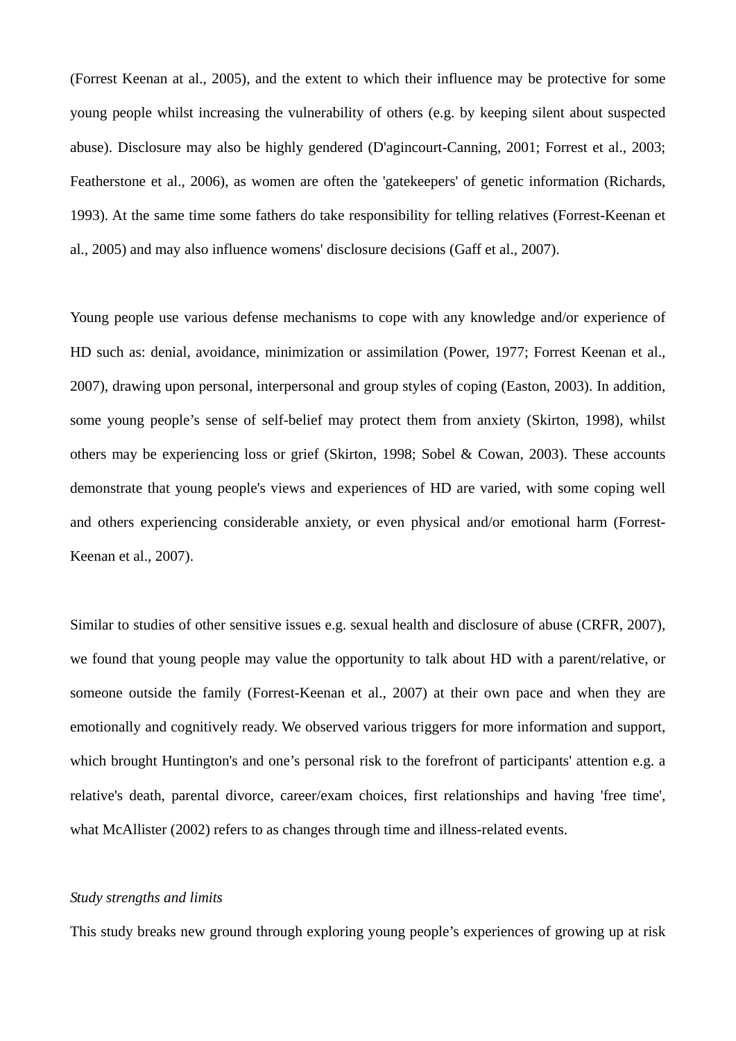(Forrest Keenan at al., 2005), and the extent to which their influence may be protective for some young people whilst increasing the vulnerability of others (e.g. by keeping silent about suspected abuse). Disclosure may also be highly gendered (D'agincourt-Canning, 2001; Forrest et al., 2003; Featherstone et al., 2006), as women are often the 'gatekeepers' of genetic information (Richards, 1993). At the same time some fathers do take responsibility for telling relatives (Forrest-Keenan et al., 2005) and may also influence womens' disclosure decisions (Gaff et al., 2007).

Young people use various defense mechanisms to cope with any knowledge and/or experience of HD such as: denial, avoidance, minimization or assimilation (Power, 1977; Forrest Keenan et al., 2007), drawing upon personal, interpersonal and group styles of coping (Easton, 2003). In addition, some young people's sense of self-belief may protect them from anxiety (Skirton, 1998), whilst others may be experiencing loss or grief (Skirton, 1998; Sobel & Cowan, 2003). These accounts demonstrate that young people's views and experiences of HD are varied, with some coping well and others experiencing considerable anxiety, or even physical and/or emotional harm (Forrest-Keenan et al., 2007).

Similar to studies of other sensitive issues e.g. sexual health and disclosure of abuse (CRFR, 2007), we found that young people may value the opportunity to talk about HD with a parent/relative, or someone outside the family (Forrest-Keenan et al., 2007) at their own pace and when they are emotionally and cognitively ready. We observed various triggers for more information and support, which brought Huntington's and one's personal risk to the forefront of participants' attention e.g. a relative's death, parental divorce, career/exam choices, first relationships and having 'free time', what McAllister (2002) refers to as changes through time and illness-related events.

*Study strengths and limits*

This study breaks new ground through exploring young people's experiences of growing up at risk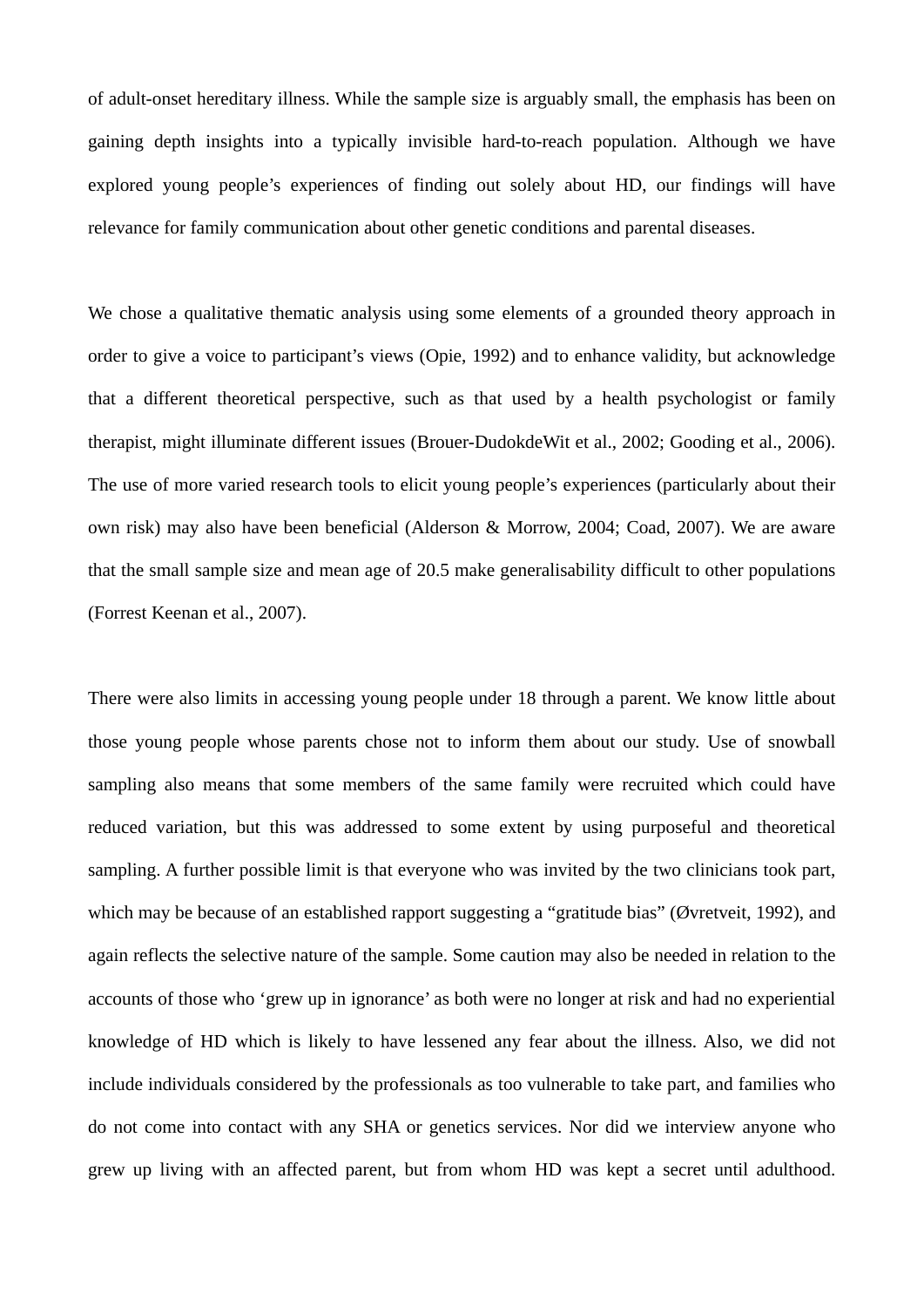of adult-onset hereditary illness. While the sample size is arguably small, the emphasis has been on gaining depth insights into a typically invisible hard-to-reach population. Although we have explored young people's experiences of finding out solely about HD, our findings will have relevance for family communication about other genetic conditions and parental diseases.

We chose a qualitative thematic analysis using some elements of a grounded theory approach in order to give a voice to participant's views (Opie, 1992) and to enhance validity, but acknowledge that a different theoretical perspective, such as that used by a health psychologist or family therapist, might illuminate different issues (Brouer-DudokdeWit et al., 2002; Gooding et al., 2006). The use of more varied research tools to elicit young people's experiences (particularly about their own risk) may also have been beneficial (Alderson & Morrow, 2004; Coad, 2007). We are aware that the small sample size and mean age of 20.5 make generalisability difficult to other populations (Forrest Keenan et al., 2007).

There were also limits in accessing young people under 18 through a parent. We know little about those young people whose parents chose not to inform them about our study. Use of snowball sampling also means that some members of the same family were recruited which could have reduced variation, but this was addressed to some extent by using purposeful and theoretical sampling. A further possible limit is that everyone who was invited by the two clinicians took part, which may be because of an established rapport suggesting a "gratitude bias" (Øvretveit, 1992), and again reflects the selective nature of the sample. Some caution may also be needed in relation to the accounts of those who 'grew up in ignorance' as both were no longer at risk and had no experiential knowledge of HD which is likely to have lessened any fear about the illness. Also, we did not include individuals considered by the professionals as too vulnerable to take part, and families who do not come into contact with any SHA or genetics services. Nor did we interview anyone who grew up living with an affected parent, but from whom HD was kept a secret until adulthood.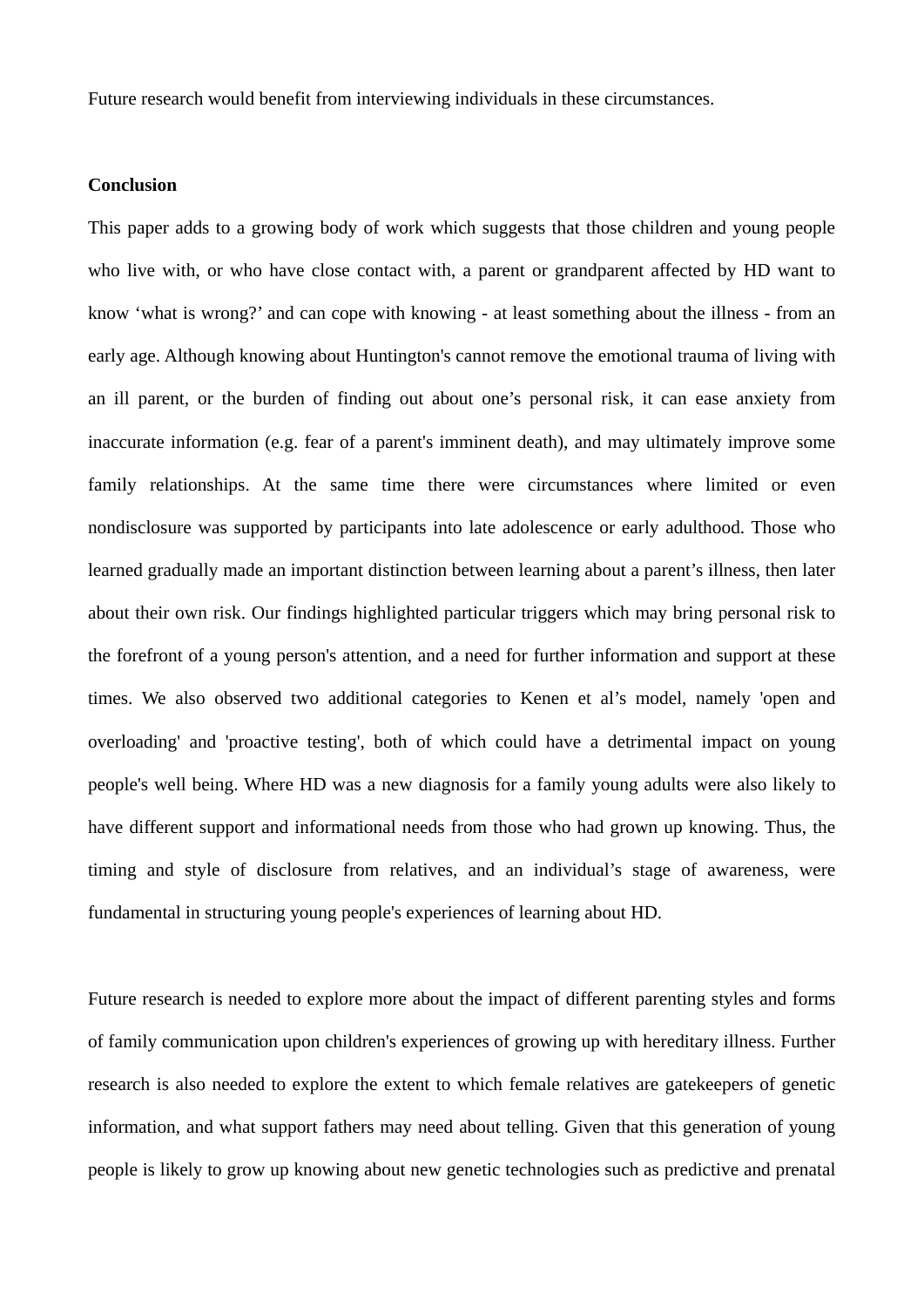Future research would benefit from interviewing individuals in these circumstances.

**Conclusion**

This paper adds to a growing body of work which suggests that those children and young people who live with, or who have close contact with, a parent or grandparent affected by HD want to know 'what is wrong?' and can cope with knowing - at least something about the illness - from an early age. Although knowing about Huntington's cannot remove the emotional trauma of living with an ill parent, or the burden of finding out about one's personal risk, it can ease anxiety from inaccurate information (e.g. fear of a parent's imminent death), and may ultimately improve some family relationships. At the same time there were circumstances where limited or even nondisclosure was supported by participants into late adolescence or early adulthood. Those who learned gradually made an important distinction between learning about a parent's illness, then later about their own risk. Our findings highlighted particular triggers which may bring personal risk to the forefront of a young person's attention, and a need for further information and support at these times. We also observed two additional categories to Kenen et al's model, namely 'open and overloading' and 'proactive testing', both of which could have a detrimental impact on young people's well being. Where HD was a new diagnosis for a family young adults were also likely to have different support and informational needs from those who had grown up knowing. Thus, the timing and style of disclosure from relatives, and an individual's stage of awareness, were fundamental in structuring young people's experiences of learning about HD.

Future research is needed to explore more about the impact of different parenting styles and forms of family communication upon children's experiences of growing up with hereditary illness. Further research is also needed to explore the extent to which female relatives are gatekeepers of genetic information, and what support fathers may need about telling. Given that this generation of young people is likely to grow up knowing about new genetic technologies such as predictive and prenatal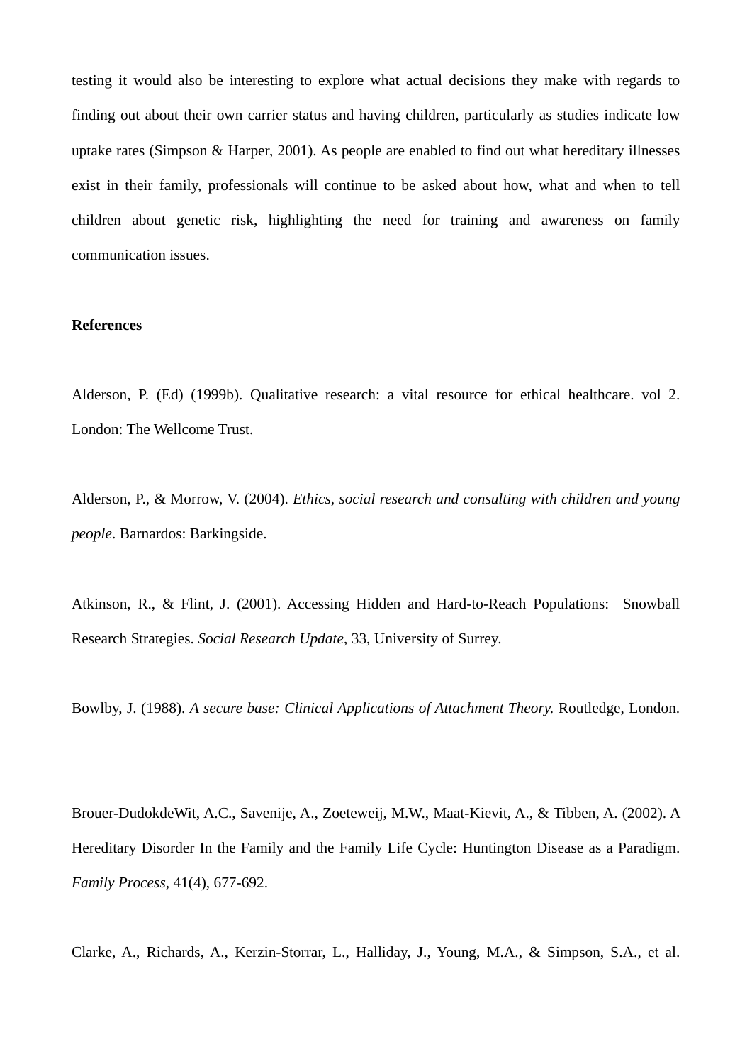testing it would also be interesting to explore what actual decisions they make with regards to finding out about their own carrier status and having children, particularly as studies indicate low uptake rates (Simpson & Harper, 2001). As people are enabled to find out what hereditary illnesses exist in their family, professionals will continue to be asked about how, what and when to tell children about genetic risk, highlighting the need for training and awareness on family communication issues.

**References**

Alderson, P. (Ed) (1999b). Qualitative research: a vital resource for ethical healthcare. vol 2. London: The Wellcome Trust.

Alderson, P., & Morrow, V. (2004). *Ethics, social research and consulting with children and young people*. Barnardos: Barkingside.

Atkinson, R., & Flint, J. (2001). Accessing Hidden and Hard-to-Reach Populations: Snowball Research Strategies. *Social Research Update*, 33, University of Surrey.

Bowlby, J. (1988). *A secure base: Clinical Applications of Attachment Theory.* Routledge, London.

Brouer-DudokdeWit, A.C., Savenije, A., Zoeteweij, M.W., Maat-Kievit, A., & Tibben, A. (2002). A Hereditary Disorder In the Family and the Family Life Cycle: Huntington Disease as a Paradigm. *Family Process*, 41(4), 677-692.

Clarke, A., Richards, A., Kerzin-Storrar, L., Halliday, J., Young, M.A., & Simpson, S.A., et al.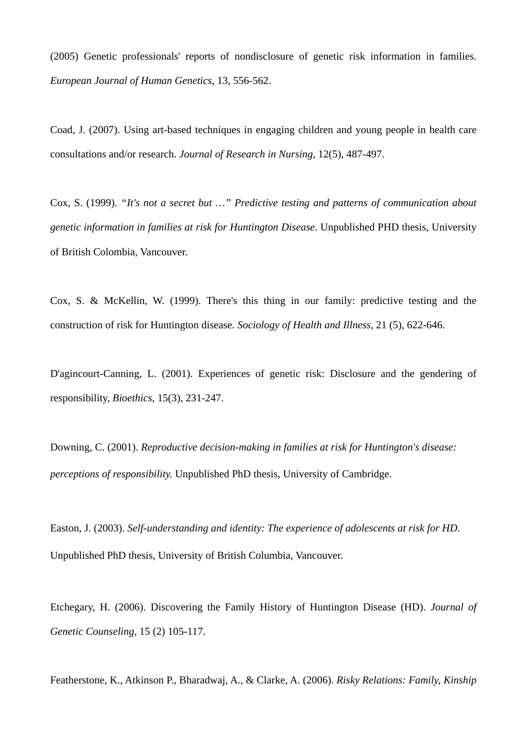(2005) Genetic professionals' reports of nondisclosure of genetic risk information in families. *European Journal of Human Genetics*, 13, 556-562.

Coad, J. (2007). Using art-based techniques in engaging children and young people in health care consultations and/or research. *Journal of Research in Nursing*, 12(5), 487-497.

Cox, S. (1999). *"It's not a secret but …" Predictive testing and patterns of communication about genetic information in families at risk for Huntington Disease*. Unpublished PHD thesis, University of British Colombia, Vancouver.

Cox, S. & McKellin, W. (1999). There's this thing in our family: predictive testing and the construction of risk for Huntington disease. *Sociology of Health and Illness*, 21 (5), 622-646.

D'agincourt-Canning, L. (2001). Experiences of genetic risk: Disclosure and the gendering of responsibility, *Bioethics*, 15(3), 231-247.

Downing, C. (2001). *Reproductive decision-making in families at risk for Huntington's disease: perceptions of responsibility.* Unpublished PhD thesis, University of Cambridge.

Easton, J. (2003). *Self-understanding and identity: The experience of adolescents at risk for HD.* Unpublished PhD thesis, University of British Columbia, Vancouver.

Etchegary, H. (2006). Discovering the Family History of Huntington Disease (HD). *Journal of Genetic Counseling*, 15 (2) 105-117.

Featherstone, K., Atkinson P., Bharadwaj, A., & Clarke, A. (2006). *Risky Relations: Family, Kinship*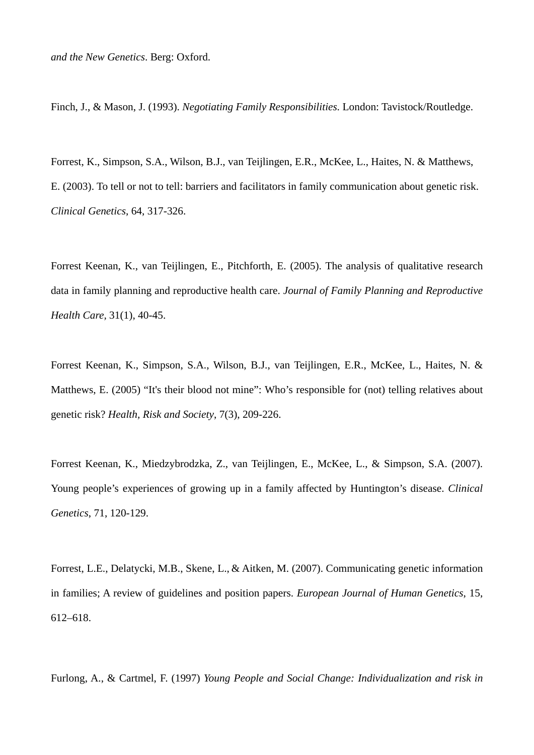*and the New Genetics*. Berg: Oxford.

Finch, J., & Mason, J. (1993). *Negotiating Family Responsibilities.* London: Tavistock/Routledge.

Forrest, K., Simpson, S.A., Wilson, B.J., van Teijlingen, E.R., McKee, L., Haites, N. & Matthews, E. (2003). To tell or not to tell: barriers and facilitators in family communication about genetic risk. *Clinical Genetics*, 64, 317-326.

Forrest Keenan, K., van Teijlingen, E., Pitchforth, E. (2005). The analysis of qualitative research data in family planning and reproductive health care. *Journal of Family Planning and Reproductive Health Care,* 31(1), 40-45.

Forrest Keenan, K., Simpson, S.A., Wilson, B.J., van Teijlingen, E.R., McKee, L., Haites, N. & Matthews, E. (2005) “It's their blood not mine”: Who’s responsible for (not) telling relatives about genetic risk? *Health, Risk and Society*, 7(3), 209-226.

Forrest Keenan, K., Miedzybrodzka, Z., van Teijlingen, E., McKee, L., & Simpson, S.A. (2007). Young people’s experiences of growing up in a family affected by Huntington’s disease. *Clinical Genetics*, 71, 120-129.

Forrest, L.E., Delatycki, M.B., Skene, L., & Aitken, M. (2007). Communicating genetic information in families; A review of guidelines and position papers. *European Journal of Human Genetics*, 15, 612–618.

Furlong, A., & Cartmel, F. (1997) *Young People and Social Change: Individualization and risk in*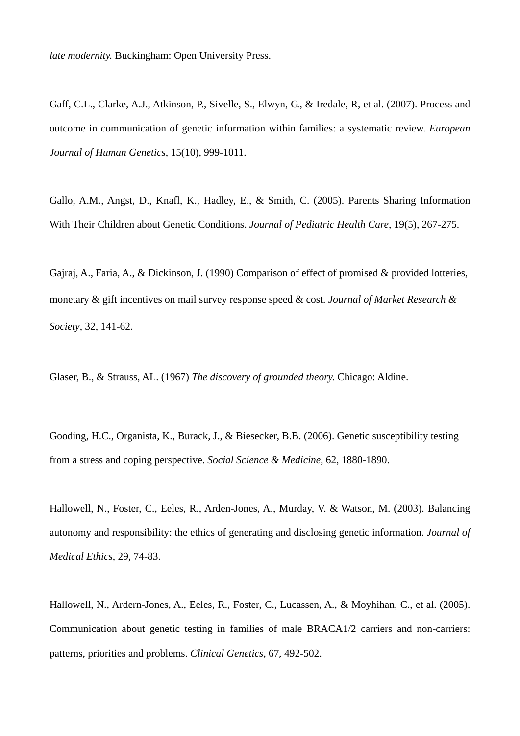*late modernity.* Buckingham: Open University Press.

Gaff, C.L., Clarke, A.J., Atkinson, P., Sivelle, S., Elwyn, G., & Iredale, R, et al. (2007). Process and outcome in communication of genetic information within families: a systematic review. *European Journal of Human Genetics*, 15(10), 999-1011.

Gallo, A.M., Angst, D., Knafl, K., Hadley, E., & Smith, C. (2005). Parents Sharing Information With Their Children about Genetic Conditions. *Journal of Pediatric Health Care*, 19(5), 267-275.

Gajraj, A., Faria, A., & Dickinson, J. (1990) Comparison of effect of promised & provided lotteries, monetary & gift incentives on mail survey response speed & cost. *Journal of Market Research & Society*, 32, 141-62.

Glaser, B., & Strauss, AL. (1967) *The discovery of grounded theory.* Chicago: Aldine.

Gooding, H.C., Organista, K., Burack, J., & Biesecker, B.B. (2006). Genetic susceptibility testing from a stress and coping perspective. *Social Science & Medicine*, 62, 1880-1890.

Hallowell, N., Foster, C., Eeles, R., Arden-Jones, A., Murday, V. & Watson, M. (2003). Balancing autonomy and responsibility: the ethics of generating and disclosing genetic information. *Journal of Medical Ethics*, 29, 74-83.

Hallowell, N., Ardern-Jones, A., Eeles, R., Foster, C., Lucassen, A., & Moyhihan, C., et al. (2005). Communication about genetic testing in families of male BRACA1/2 carriers and non-carriers: patterns, priorities and problems. *Clinical Genetics*, 67, 492-502.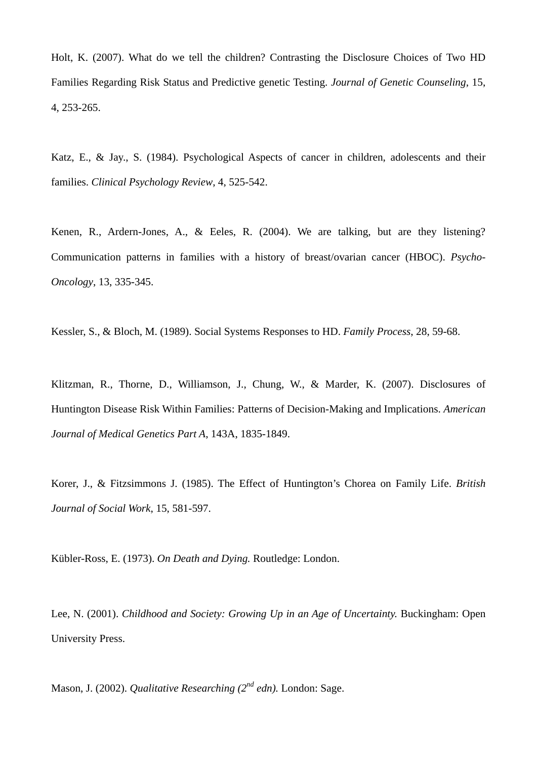Holt, K. (2007). What do we tell the children? Contrasting the Disclosure Choices of Two HD Families Regarding Risk Status and Predictive genetic Testing. *Journal of Genetic Counseling*, 15, 4, 253-265.

Katz, E., & Jay., S. (1984). Psychological Aspects of cancer in children, adolescents and their families. *Clinical Psychology Review*, 4, 525-542.

Kenen, R., Ardern-Jones, A., & Eeles, R. (2004). We are talking, but are they listening? Communication patterns in families with a history of breast/ovarian cancer (HBOC). *Psycho-Oncology*, 13, 335-345.

Kessler, S., & Bloch, M. (1989). Social Systems Responses to HD. *Family Process*, 28, 59-68.

Klitzman, R., Thorne, D., Williamson, J., Chung, W., & Marder, K. (2007). Disclosures of Huntington Disease Risk Within Families: Patterns of Decision-Making and Implications. *American Journal of Medical Genetics Part A*, 143A, 1835-1849.

Korer, J., & Fitzsimmons J. (1985). The Effect of Huntington's Chorea on Family Life. *British Journal of Social Work*, 15, 581-597.

Kübler-Ross, E. (1973). *On Death and Dying.* Routledge: London.

Lee, N. (2001). *Childhood and Society: Growing Up in an Age of Uncertainty.* Buckingham: Open University Press.

Mason, J. (2002). *Qualitative Researching (2nd edn).* London: Sage.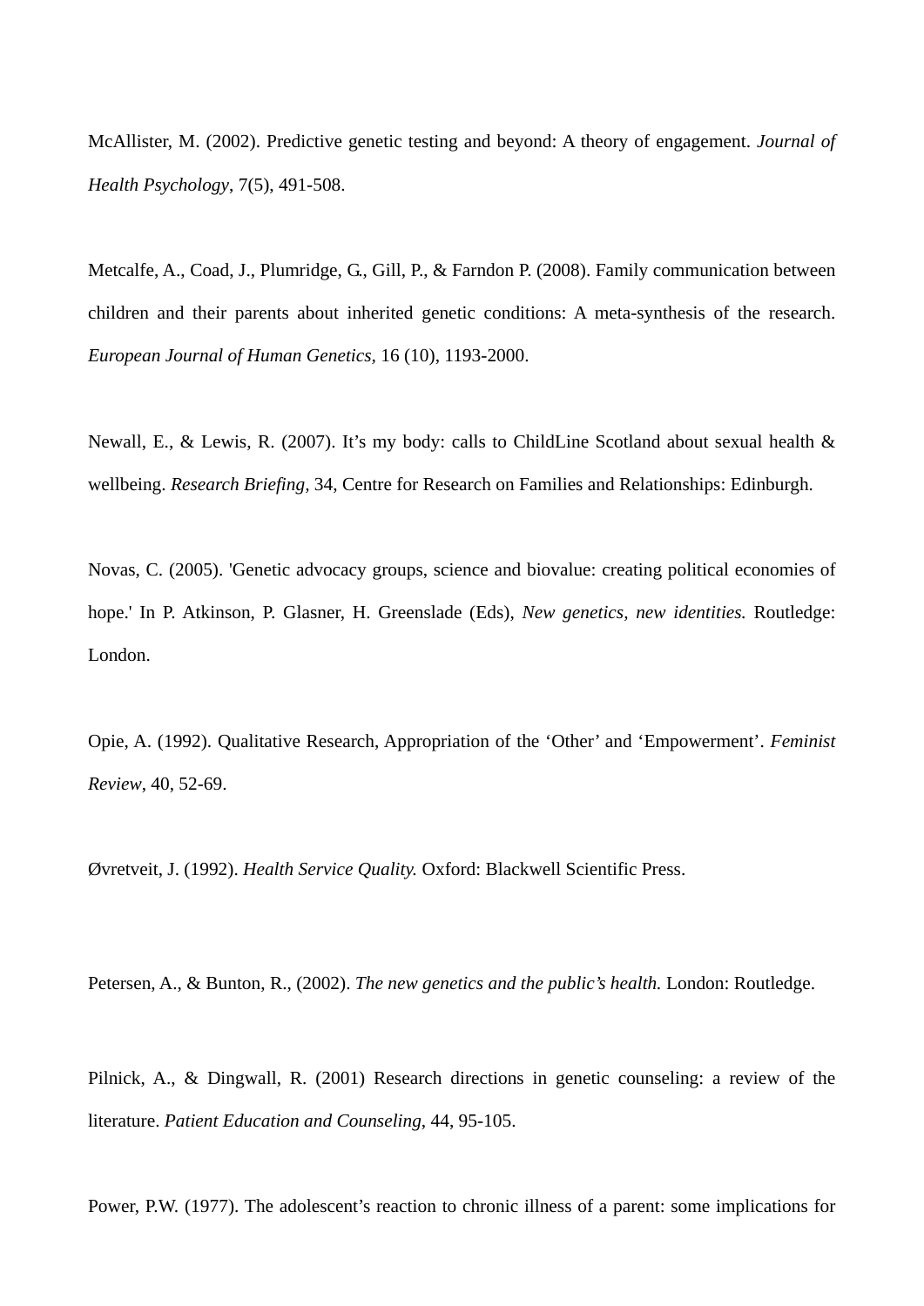McAllister, M. (2002). Predictive genetic testing and beyond: A theory of engagement. *Journal of Health Psychology*, 7(5), 491-508.

Metcalfe, A., Coad, J., Plumridge, G., Gill, P., & Farndon P. (2008). Family communication between children and their parents about inherited genetic conditions: A meta-synthesis of the research. *European Journal of Human Genetics,* 16 (10), 1193-2000.

Newall, E., & Lewis, R. (2007). It's my body: calls to ChildLine Scotland about sexual health & wellbeing. *Research Briefing,* 34, Centre for Research on Families and Relationships: Edinburgh.

Novas, C. (2005). 'Genetic advocacy groups, science and biovalue: creating political economies of hope.' In P. Atkinson, P. Glasner, H. Greenslade (Eds), *New genetics, new identities.* Routledge: London.

Opie, A. (1992). Qualitative Research, Appropriation of the 'Other' and 'Empowerment'. *Feminist Review*, 40, 52-69.

Øvretveit, J. (1992). *Health Service Quality.* Oxford: Blackwell Scientific Press.

Petersen, A., & Bunton, R., (2002). *The new genetics and the public's health.* London: Routledge.

Pilnick, A., & Dingwall, R. (2001) Research directions in genetic counseling: a review of the literature. *Patient Education and Counseling*, 44, 95-105.

Power, P.W. (1977). The adolescent's reaction to chronic illness of a parent: some implications for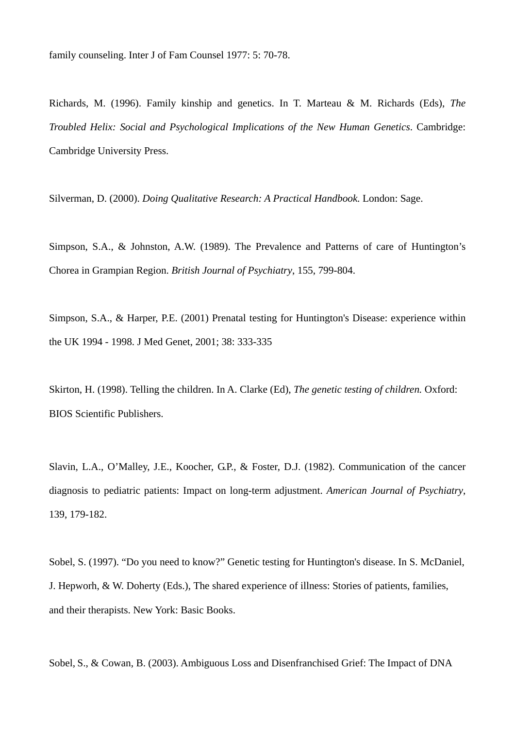family counseling. Inter J of Fam Counsel 1977: 5: 70-78.

Richards, M. (1996). Family kinship and genetics. In T. Marteau & M. Richards (Eds), *The Troubled Helix: Social and Psychological Implications of the New Human Genetics*. Cambridge: Cambridge University Press.

Silverman, D. (2000). *Doing Qualitative Research: A Practical Handbook.* London: Sage.

Simpson, S.A., & Johnston, A.W. (1989). The Prevalence and Patterns of care of Huntington's Chorea in Grampian Region. *British Journal of Psychiatry*, 155, 799-804.

Simpson, S.A., & Harper, P.E. (2001) Prenatal testing for Huntington's Disease: experience within the UK 1994 - 1998. J Med Genet, 2001; 38: 333-335

Skirton, H. (1998). Telling the children. In A. Clarke (Ed), *The genetic testing of children.* Oxford: BIOS Scientific Publishers.

Slavin, L.A., O'Malley, J.E., Koocher, G.P., & Foster, D.J. (1982). Communication of the cancer diagnosis to pediatric patients: Impact on long-term adjustment. *American Journal of Psychiatry*, 139, 179-182.

Sobel, S. (1997). "Do you need to know?" Genetic testing for Huntington's disease. In S. McDaniel, J. Hepworh, & W. Doherty (Eds.), The shared experience of illness: Stories of patients, families, and their therapists. New York: Basic Books.

Sobel, S., & Cowan, B. (2003). Ambiguous Loss and Disenfranchised Grief: The Impact of DNA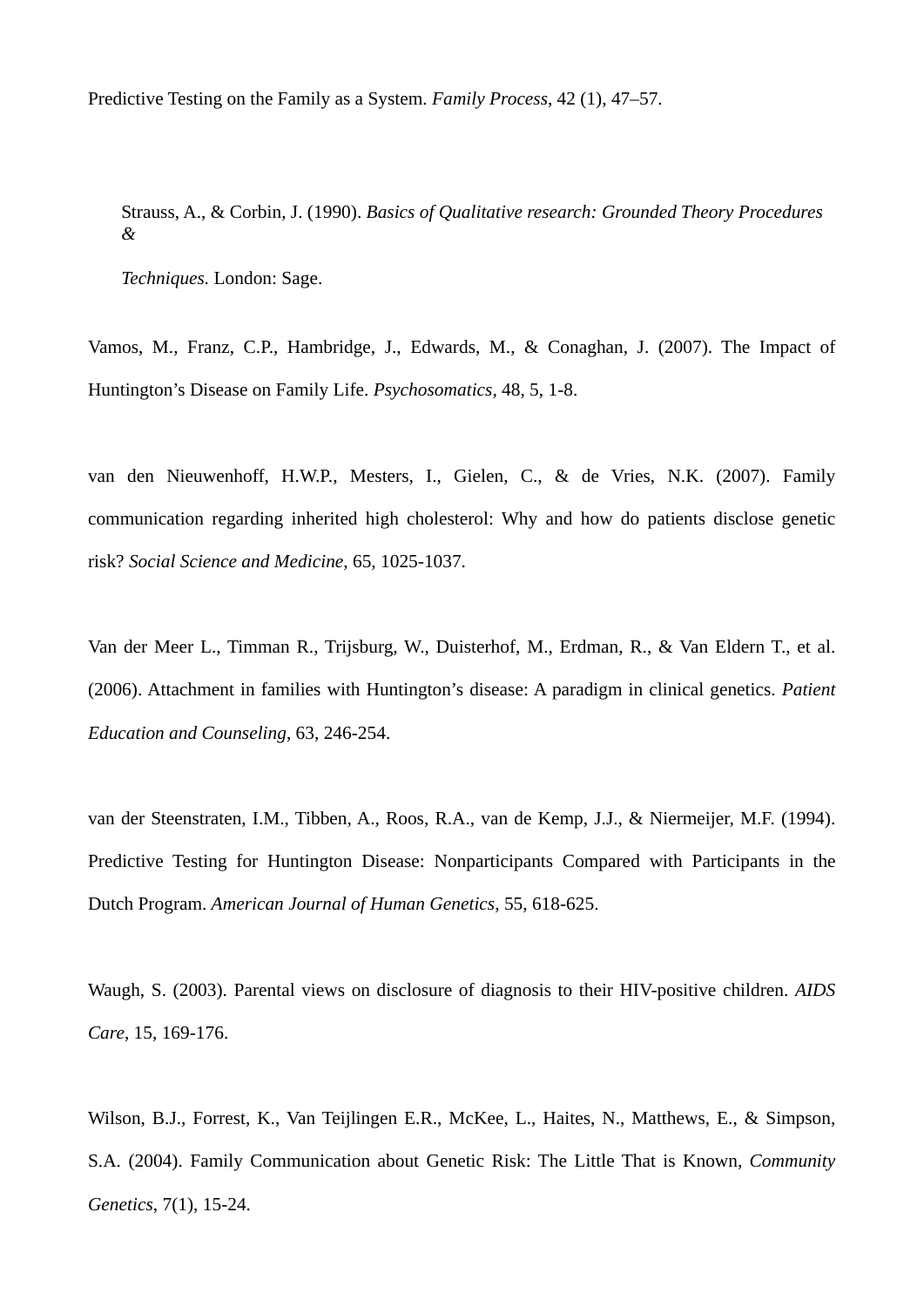Predictive Testing on the Family as a System. *Family Process*, 42 (1), 47–57.

Strauss, A., & Corbin, J. (1990). *Basics of Qualitative research: Grounded Theory Procedures & Techniques.* London: Sage.

Vamos, M., Franz, C.P., Hambridge, J., Edwards, M., & Conaghan, J. (2007). The Impact of Huntington's Disease on Family Life. *Psychosomatics*, 48, 5, 1-8.

van den Nieuwenhoff, H.W.P., Mesters, I., Gielen, C., & de Vries, N.K. (2007). Family communication regarding inherited high cholesterol: Why and how do patients disclose genetic risk? *Social Science and Medicine*, 65, 1025-1037.

Van der Meer L., Timman R., Trijsburg, W., Duisterhof, M., Erdman, R., & Van Eldern T., et al. (2006). Attachment in families with Huntington's disease: A paradigm in clinical genetics. *Patient Education and Counseling*, 63, 246-254.

van der Steenstraten, I.M., Tibben, A., Roos, R.A., van de Kemp, J.J., & Niermeijer, M.F. (1994). Predictive Testing for Huntington Disease: Nonparticipants Compared with Participants in the Dutch Program. *American Journal of Human Genetics*, 55, 618-625.

Waugh, S. (2003). Parental views on disclosure of diagnosis to their HIV-positive children. *AIDS Care*, 15, 169-176.

Wilson, B.J., Forrest, K., Van Teijlingen E.R., McKee, L., Haites, N., Matthews, E., & Simpson, S.A. (2004). Family Communication about Genetic Risk: The Little That is Known, *Community Genetics*, 7(1), 15-24.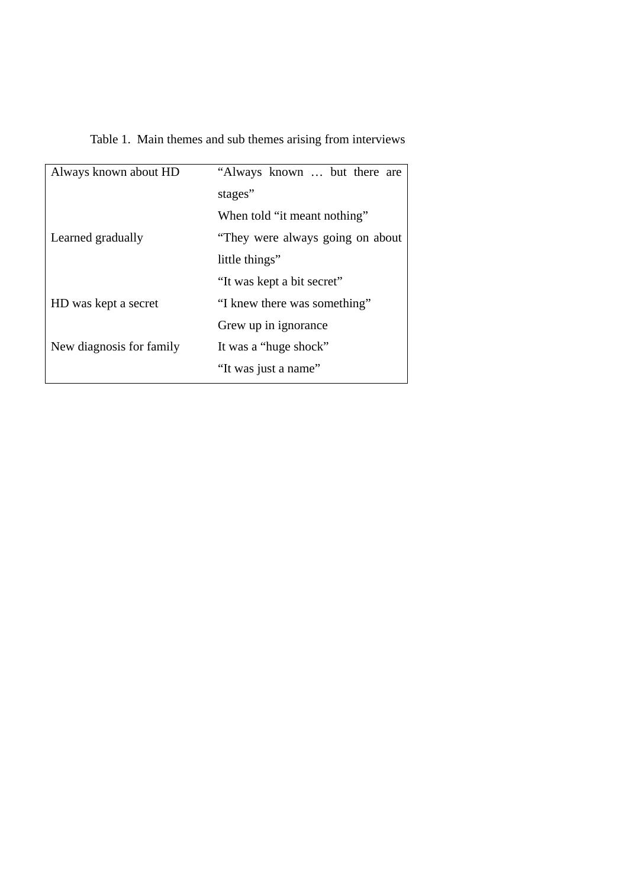Table 1. Main themes and sub themes arising from interviews

| Main themes | Sub themes |
| --- | --- |
| Always known about HD | "Always known … but there are stages" |
| | When told "it meant nothing" |
| Learned gradually | "They were always going on about little things" |
| | "It was kept a bit secret" |
| HD was kept a secret | "I knew there was something" |
| | Grew up in ignorance |
| New diagnosis for family | It was a "huge shock" |
| | "It was just a name" |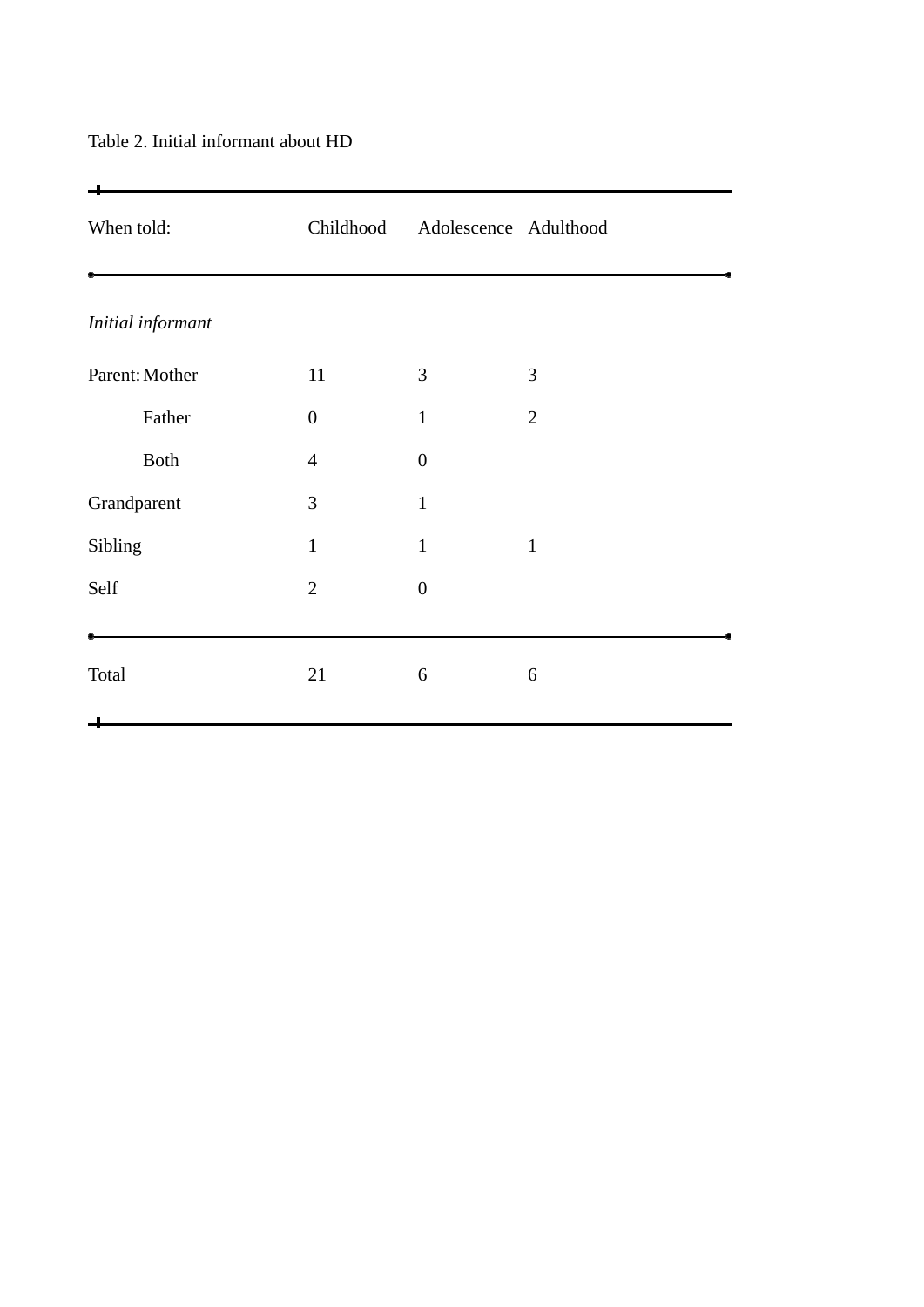Table 2. Initial informant about HD

| When told: | | Childhood | Adolescence | Adulthood |
|---|---|---|---|---|
| *Initial informant* | | | | |
| Parent: | Mother | 11 | 3 | 3 |
| | Father | 0 | 1 | 2 |
| | Both | 4 | 0 | |
| Grandparent | | 3 | 1 | |
| Sibling | | 1 | 1 | 1 |
| Self | | 2 | 0 | |
| Total | | 21 | 6 | 6 |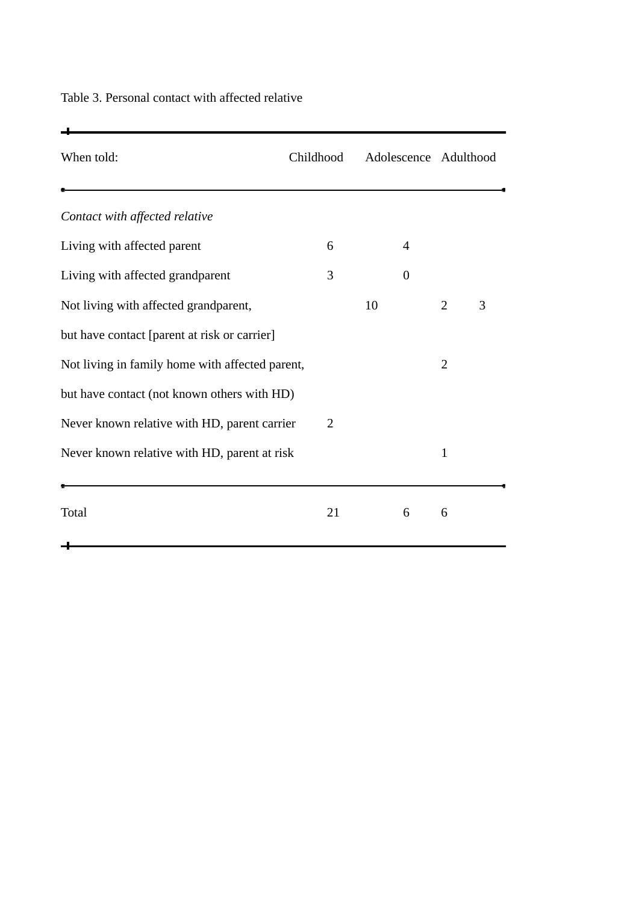Table 3. Personal contact with affected relative

| When told: | Childhood | Adolescence | Adulthood |
|---|---|---|---|
| *Contact with affected relative* | | | |
| Living with affected parent | 6 | 4 | |
| Living with affected grandparent | 3 | 0 | |
| Not living with affected grandparent, but have contact [parent at risk or carrier] | 10 | 2 | 3 |
| Not living in family home with affected parent, but have contact (not known others with HD) | | | 2 |
| Never known relative with HD, parent carrier | 2 | | |
| Never known relative with HD, parent at risk | | | 1 |
| Total | 21 | 6 | 6 |